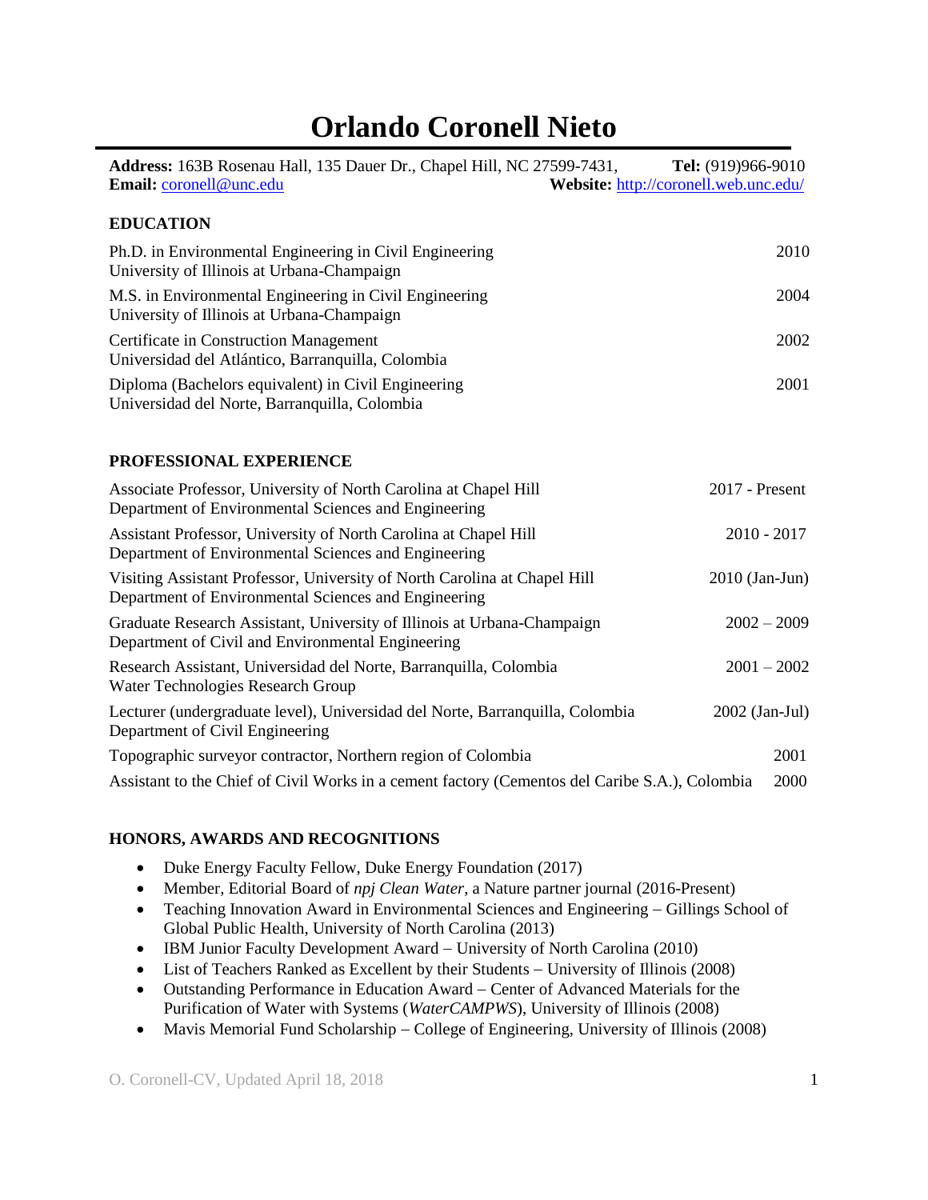# Orlando Coronell Nieto

**Address:** 163B Rosenau Hall, 135 Dauer Dr., Chapel Hill, NC 27599-7431, **Tel:** (919)966-9010
**Email:** coronell@unc.edu **Website:** http://coronell.web.unc.edu/

## EDUCATION

Ph.D. in Environmental Engineering in Civil Engineering — 2010
University of Illinois at Urbana-Champaign

M.S. in Environmental Engineering in Civil Engineering — 2004
University of Illinois at Urbana-Champaign

Certificate in Construction Management — 2002
Universidad del Atlántico, Barranquilla, Colombia

Diploma (Bachelors equivalent) in Civil Engineering — 2001
Universidad del Norte, Barranquilla, Colombia

## PROFESSIONAL EXPERIENCE

Associate Professor, University of North Carolina at Chapel Hill — 2017 - Present
Department of Environmental Sciences and Engineering

Assistant Professor, University of North Carolina at Chapel Hill — 2010 - 2017
Department of Environmental Sciences and Engineering

Visiting Assistant Professor, University of North Carolina at Chapel Hill — 2010 (Jan-Jun)
Department of Environmental Sciences and Engineering

Graduate Research Assistant, University of Illinois at Urbana-Champaign — 2002 – 2009
Department of Civil and Environmental Engineering

Research Assistant, Universidad del Norte, Barranquilla, Colombia — 2001 – 2002
Water Technologies Research Group

Lecturer (undergraduate level), Universidad del Norte, Barranquilla, Colombia — 2002 (Jan-Jul)
Department of Civil Engineering

Topographic surveyor contractor, Northern region of Colombia — 2001

Assistant to the Chief of Civil Works in a cement factory (Cementos del Caribe S.A.), Colombia — 2000

## HONORS, AWARDS AND RECOGNITIONS

- Duke Energy Faculty Fellow, Duke Energy Foundation (2017)
- Member, Editorial Board of *npj Clean Water*, a Nature partner journal (2016-Present)
- Teaching Innovation Award in Environmental Sciences and Engineering – Gillings School of Global Public Health, University of North Carolina (2013)
- IBM Junior Faculty Development Award – University of North Carolina (2010)
- List of Teachers Ranked as Excellent by their Students – University of Illinois (2008)
- Outstanding Performance in Education Award – Center of Advanced Materials for the Purification of Water with Systems (*WaterCAMPWS*), University of Illinois (2008)
- Mavis Memorial Fund Scholarship – College of Engineering, University of Illinois (2008)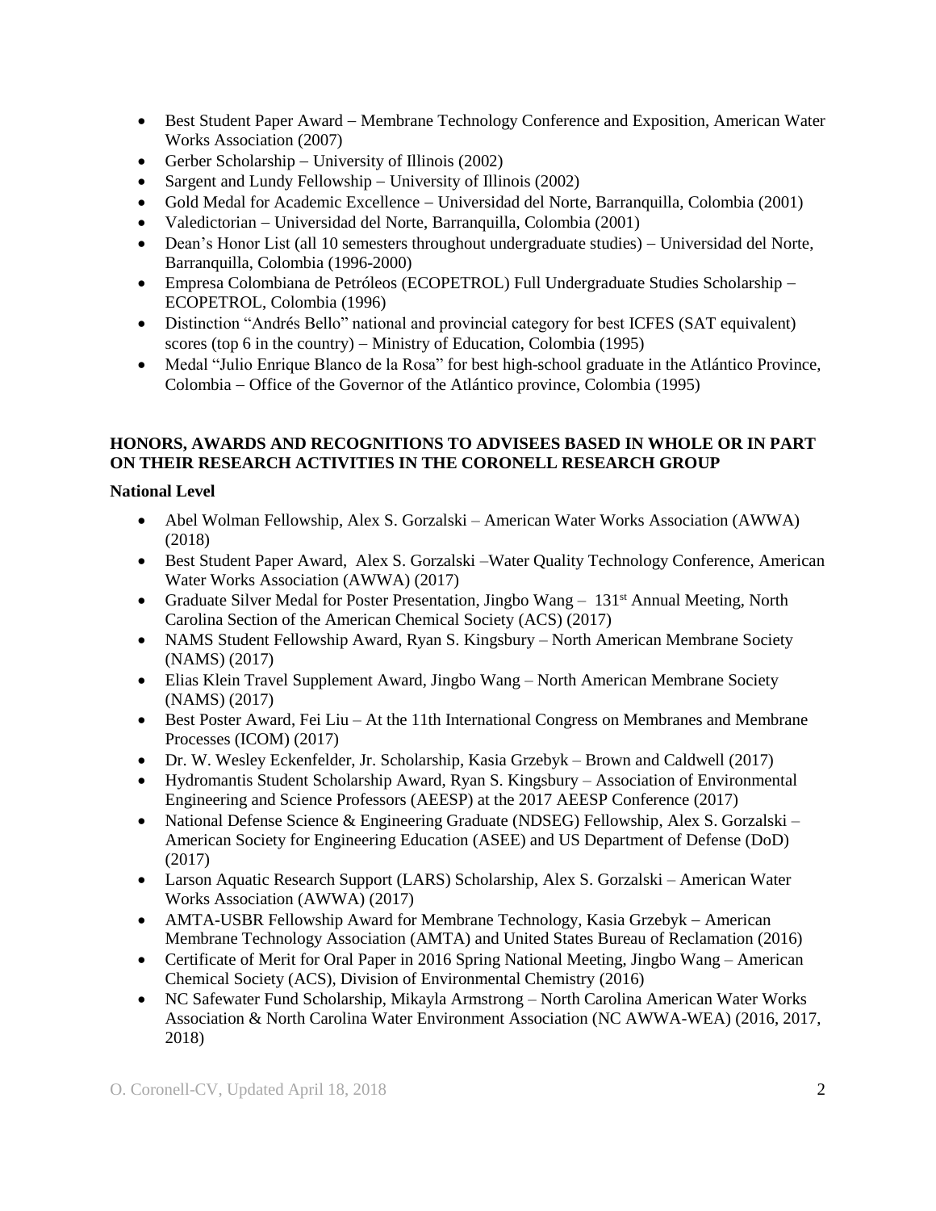- Best Student Paper Award – Membrane Technology Conference and Exposition, American Water Works Association (2007)
- Gerber Scholarship – University of Illinois (2002)
- Sargent and Lundy Fellowship – University of Illinois (2002)
- Gold Medal for Academic Excellence – Universidad del Norte, Barranquilla, Colombia (2001)
- Valedictorian – Universidad del Norte, Barranquilla, Colombia (2001)
- Dean's Honor List (all 10 semesters throughout undergraduate studies) – Universidad del Norte, Barranquilla, Colombia (1996-2000)
- Empresa Colombiana de Petróleos (ECOPETROL) Full Undergraduate Studies Scholarship – ECOPETROL, Colombia (1996)
- Distinction "Andrés Bello" national and provincial category for best ICFES (SAT equivalent) scores (top 6 in the country) – Ministry of Education, Colombia (1995)
- Medal "Julio Enrique Blanco de la Rosa" for best high-school graduate in the Atlántico Province, Colombia – Office of the Governor of the Atlántico province, Colombia (1995)

**HONORS, AWARDS AND RECOGNITIONS TO ADVISEES BASED IN WHOLE OR IN PART ON THEIR RESEARCH ACTIVITIES IN THE CORONELL RESEARCH GROUP**

**National Level**

- Abel Wolman Fellowship, Alex S. Gorzalski – American Water Works Association (AWWA) (2018)
- Best Student Paper Award, Alex S. Gorzalski –Water Quality Technology Conference, American Water Works Association (AWWA) (2017)
- Graduate Silver Medal for Poster Presentation, Jingbo Wang – 131st Annual Meeting, North Carolina Section of the American Chemical Society (ACS) (2017)
- NAMS Student Fellowship Award, Ryan S. Kingsbury – North American Membrane Society (NAMS) (2017)
- Elias Klein Travel Supplement Award, Jingbo Wang – North American Membrane Society (NAMS) (2017)
- Best Poster Award, Fei Liu – At the 11th International Congress on Membranes and Membrane Processes (ICOM) (2017)
- Dr. W. Wesley Eckenfelder, Jr. Scholarship, Kasia Grzebyk – Brown and Caldwell (2017)
- Hydromantis Student Scholarship Award, Ryan S. Kingsbury – Association of Environmental Engineering and Science Professors (AEESP) at the 2017 AEESP Conference (2017)
- National Defense Science & Engineering Graduate (NDSEG) Fellowship, Alex S. Gorzalski – American Society for Engineering Education (ASEE) and US Department of Defense (DoD) (2017)
- Larson Aquatic Research Support (LARS) Scholarship, Alex S. Gorzalski – American Water Works Association (AWWA) (2017)
- AMTA-USBR Fellowship Award for Membrane Technology, Kasia Grzebyk – American Membrane Technology Association (AMTA) and United States Bureau of Reclamation (2016)
- Certificate of Merit for Oral Paper in 2016 Spring National Meeting, Jingbo Wang – American Chemical Society (ACS), Division of Environmental Chemistry (2016)
- NC Safewater Fund Scholarship, Mikayla Armstrong – North Carolina American Water Works Association & North Carolina Water Environment Association (NC AWWA-WEA) (2016, 2017, 2018)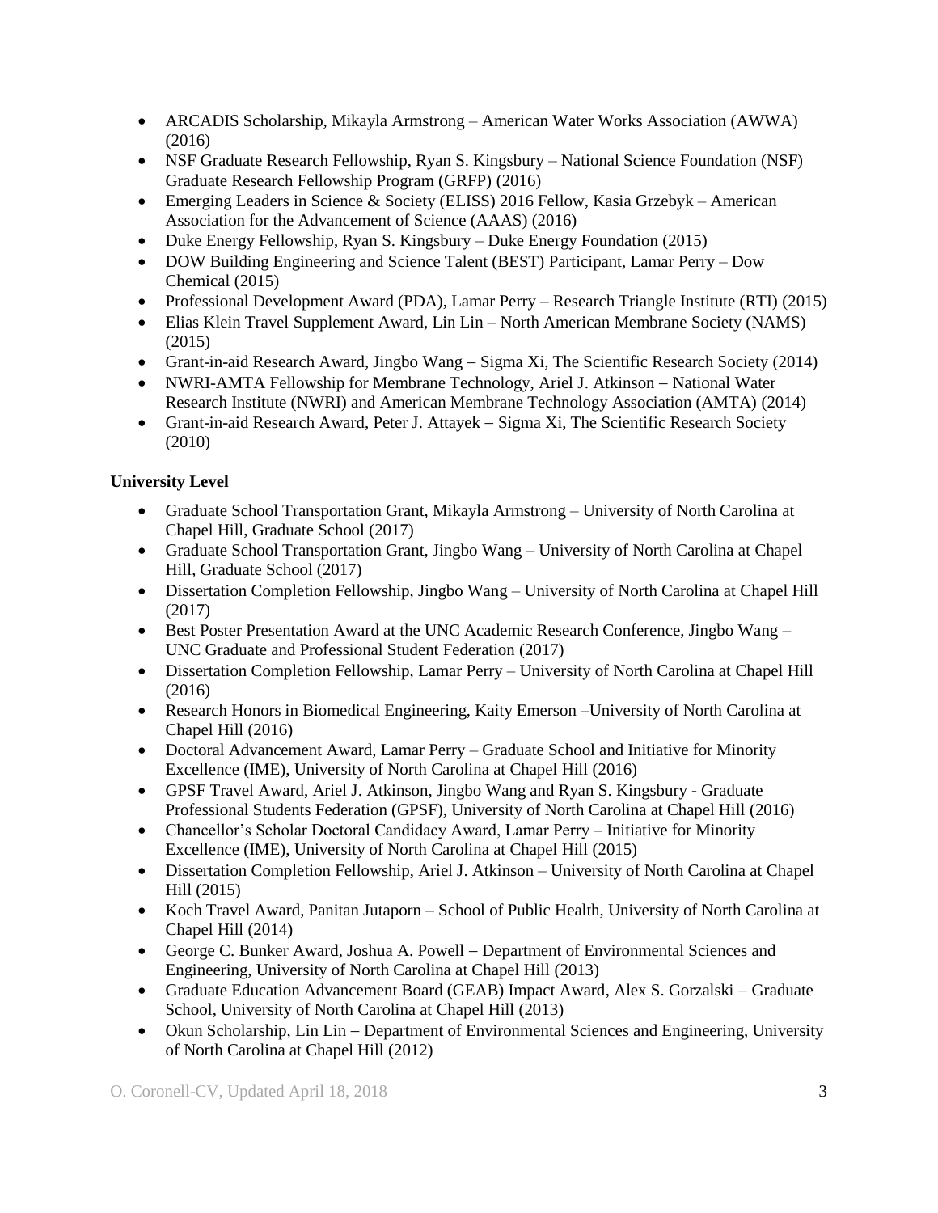- ARCADIS Scholarship, Mikayla Armstrong – American Water Works Association (AWWA) (2016)
- NSF Graduate Research Fellowship, Ryan S. Kingsbury – National Science Foundation (NSF) Graduate Research Fellowship Program (GRFP) (2016)
- Emerging Leaders in Science & Society (ELISS) 2016 Fellow, Kasia Grzebyk – American Association for the Advancement of Science (AAAS) (2016)
- Duke Energy Fellowship, Ryan S. Kingsbury – Duke Energy Foundation (2015)
- DOW Building Engineering and Science Talent (BEST) Participant, Lamar Perry – Dow Chemical (2015)
- Professional Development Award (PDA), Lamar Perry – Research Triangle Institute (RTI) (2015)
- Elias Klein Travel Supplement Award, Lin Lin – North American Membrane Society (NAMS) (2015)
- Grant-in-aid Research Award, Jingbo Wang – Sigma Xi, The Scientific Research Society (2014)
- NWRI-AMTA Fellowship for Membrane Technology, Ariel J. Atkinson – National Water Research Institute (NWRI) and American Membrane Technology Association (AMTA) (2014)
- Grant-in-aid Research Award, Peter J. Attayek – Sigma Xi, The Scientific Research Society (2010)

**University Level**

- Graduate School Transportation Grant, Mikayla Armstrong – University of North Carolina at Chapel Hill, Graduate School (2017)
- Graduate School Transportation Grant, Jingbo Wang – University of North Carolina at Chapel Hill, Graduate School (2017)
- Dissertation Completion Fellowship, Jingbo Wang – University of North Carolina at Chapel Hill (2017)
- Best Poster Presentation Award at the UNC Academic Research Conference, Jingbo Wang – UNC Graduate and Professional Student Federation (2017)
- Dissertation Completion Fellowship, Lamar Perry – University of North Carolina at Chapel Hill (2016)
- Research Honors in Biomedical Engineering, Kaity Emerson –University of North Carolina at Chapel Hill (2016)
- Doctoral Advancement Award, Lamar Perry – Graduate School and Initiative for Minority Excellence (IME), University of North Carolina at Chapel Hill (2016)
- GPSF Travel Award, Ariel J. Atkinson, Jingbo Wang and Ryan S. Kingsbury - Graduate Professional Students Federation (GPSF), University of North Carolina at Chapel Hill (2016)
- Chancellor's Scholar Doctoral Candidacy Award, Lamar Perry – Initiative for Minority Excellence (IME), University of North Carolina at Chapel Hill (2015)
- Dissertation Completion Fellowship, Ariel J. Atkinson – University of North Carolina at Chapel Hill (2015)
- Koch Travel Award, Panitan Jutaporn – School of Public Health, University of North Carolina at Chapel Hill (2014)
- George C. Bunker Award, Joshua A. Powell – Department of Environmental Sciences and Engineering, University of North Carolina at Chapel Hill (2013)
- Graduate Education Advancement Board (GEAB) Impact Award, Alex S. Gorzalski – Graduate School, University of North Carolina at Chapel Hill (2013)
- Okun Scholarship, Lin Lin – Department of Environmental Sciences and Engineering, University of North Carolina at Chapel Hill (2012)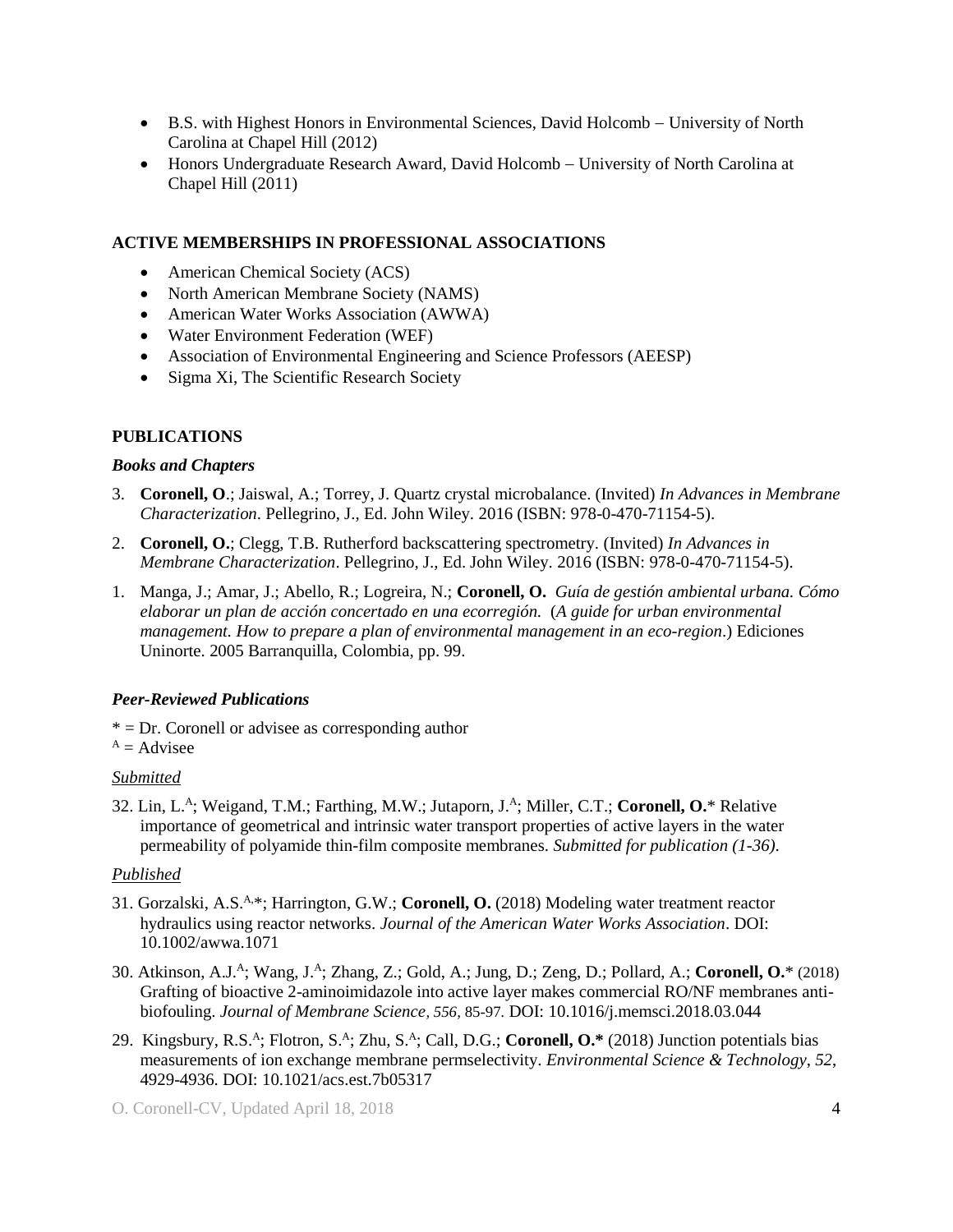- B.S. with Highest Honors in Environmental Sciences, David Holcomb – University of North Carolina at Chapel Hill (2012)
- Honors Undergraduate Research Award, David Holcomb – University of North Carolina at Chapel Hill (2011)

## ACTIVE MEMBERSHIPS IN PROFESSIONAL ASSOCIATIONS

- American Chemical Society (ACS)
- North American Membrane Society (NAMS)
- American Water Works Association (AWWA)
- Water Environment Federation (WEF)
- Association of Environmental Engineering and Science Professors (AEESP)
- Sigma Xi, The Scientific Research Society

## PUBLICATIONS

### *Books and Chapters*

3. **Coronell, O**.; Jaiswal, A.; Torrey, J. Quartz crystal microbalance. (Invited) *In Advances in Membrane Characterization*. Pellegrino, J., Ed. John Wiley. 2016 (ISBN: 978-0-470-71154-5).

2. **Coronell, O.**; Clegg, T.B. Rutherford backscattering spectrometry. (Invited) *In Advances in Membrane Characterization*. Pellegrino, J., Ed. John Wiley. 2016 (ISBN: 978-0-470-71154-5).

1. Manga, J.; Amar, J.; Abello, R.; Logreira, N.; **Coronell, O.** *Guía de gestión ambiental urbana. Cómo elaborar un plan de acción concertado en una ecorregión.* (*A guide for urban environmental management. How to prepare a plan of environmental management in an eco-region*.) Ediciones Uninorte. 2005 Barranquilla, Colombia, pp. 99.

### *Peer-Reviewed Publications*

\* = Dr. Coronell or advisee as corresponding author
[A] = Advisee

*Submitted*

32. Lin, L.[A]; Weigand, T.M.; Farthing, M.W.; Jutaporn, J.[A]; Miller, C.T.; **Coronell, O.**\* Relative importance of geometrical and intrinsic water transport properties of active layers in the water permeability of polyamide thin-film composite membranes. *Submitted for publication (1-36).*

*Published*

31. Gorzalski, A.S.[A,]\*; Harrington, G.W.; **Coronell, O.** (2018) Modeling water treatment reactor hydraulics using reactor networks. *Journal of the American Water Works Association*. DOI: 10.1002/awwa.1071

30. Atkinson, A.J.[A]; Wang, J.[A]; Zhang, Z.; Gold, A.; Jung, D.; Zeng, D.; Pollard, A.; **Coronell, O.**\* (2018) Grafting of bioactive 2-aminoimidazole into active layer makes commercial RO/NF membranes anti-biofouling. *Journal of Membrane Science, 556,* 85-97. DOI: 10.1016/j.memsci.2018.03.044

29. Kingsbury, R.S.[A]; Flotron, S.[A]; Zhu, S.[A]; Call, D.G.; **Coronell, O.\*** (2018) Junction potentials bias measurements of ion exchange membrane permselectivity. *Environmental Science & Technology*, *52*, 4929-4936. DOI: 10.1021/acs.est.7b05317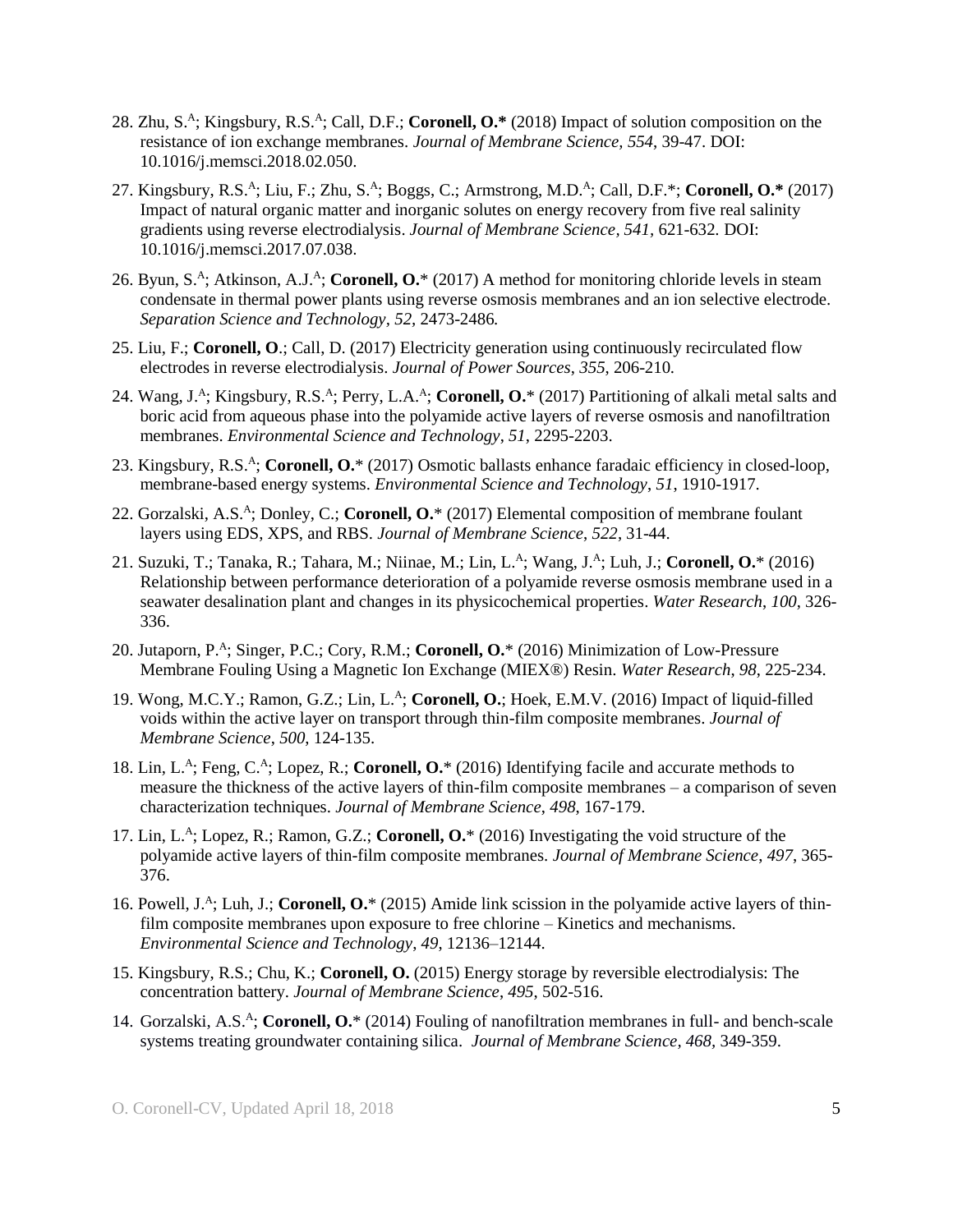28. Zhu, S.[A]; Kingsbury, R.S.[A]; Call, D.F.; **Coronell, O.*** (2018) Impact of solution composition on the resistance of ion exchange membranes. *Journal of Membrane Science, 554*, 39-47. DOI: 10.1016/j.memsci.2018.02.050.

27. Kingsbury, R.S.[A]; Liu, F.; Zhu, S.[A]; Boggs, C.; Armstrong, M.D.[A]; Call, D.F.*; **Coronell, O.*** (2017) Impact of natural organic matter and inorganic solutes on energy recovery from five real salinity gradients using reverse electrodialysis. *Journal of Membrane Science, 541*, 621-632. DOI: 10.1016/j.memsci.2017.07.038.

26. Byun, S.[A]; Atkinson, A.J.[A]; **Coronell, O.*** (2017) A method for monitoring chloride levels in steam condensate in thermal power plants using reverse osmosis membranes and an ion selective electrode. *Separation Science and Technology*, *52*, 2473-2486.

25. Liu, F.; **Coronell, O**.; Call, D. (2017) Electricity generation using continuously recirculated flow electrodes in reverse electrodialysis. *Journal of Power Sources*, *355*, 206-210.

24. Wang, J.[A]; Kingsbury, R.S.[A]; Perry, L.A.[A]; **Coronell, O.*** (2017) Partitioning of alkali metal salts and boric acid from aqueous phase into the polyamide active layers of reverse osmosis and nanofiltration membranes. *Environmental Science and Technology*, *51*, 2295-2203.

23. Kingsbury, R.S.[A]; **Coronell, O.*** (2017) Osmotic ballasts enhance faradaic efficiency in closed-loop, membrane-based energy systems. *Environmental Science and Technology*, *51*, 1910-1917.

22. Gorzalski, A.S.[A]; Donley, C.; **Coronell, O.*** (2017) Elemental composition of membrane foulant layers using EDS, XPS, and RBS. *Journal of Membrane Science*, *522*, 31-44.

21. Suzuki, T.; Tanaka, R.; Tahara, M.; Niinae, M.; Lin, L.[A]; Wang, J.[A]; Luh, J.; **Coronell, O.*** (2016) Relationship between performance deterioration of a polyamide reverse osmosis membrane used in a seawater desalination plant and changes in its physicochemical properties. *Water Research*, *100*, 326-336.

20. Jutaporn, P.[A]; Singer, P.C.; Cory, R.M.; **Coronell, O.*** (2016) Minimization of Low-Pressure Membrane Fouling Using a Magnetic Ion Exchange (MIEX®) Resin. *Water Research*, *98*, 225-234.

19. Wong, M.C.Y.; Ramon, G.Z.; Lin, L.[A]; **Coronell, O.**; Hoek, E.M.V. (2016) Impact of liquid-filled voids within the active layer on transport through thin-film composite membranes. *Journal of Membrane Science*, *500*, 124-135.

18. Lin, L.[A]; Feng, C.[A]; Lopez, R.; **Coronell, O.*** (2016) Identifying facile and accurate methods to measure the thickness of the active layers of thin-film composite membranes – a comparison of seven characterization techniques. *Journal of Membrane Science*, *498*, 167-179.

17. Lin, L.[A]; Lopez, R.; Ramon, G.Z.; **Coronell, O.*** (2016) Investigating the void structure of the polyamide active layers of thin-film composite membranes. *Journal of Membrane Science*, *497*, 365-376.

16. Powell, J.[A]; Luh, J.; **Coronell, O.*** (2015) Amide link scission in the polyamide active layers of thin-film composite membranes upon exposure to free chlorine – Kinetics and mechanisms. *Environmental Science and Technology*, *49*, 12136–12144.

15. Kingsbury, R.S.; Chu, K.; **Coronell, O.** (2015) Energy storage by reversible electrodialysis: The concentration battery. *Journal of Membrane Science*, *495*, 502-516.

14. Gorzalski, A.S.[A]; **Coronell, O.*** (2014) Fouling of nanofiltration membranes in full- and bench-scale systems treating groundwater containing silica. *Journal of Membrane Science*, *468*, 349-359.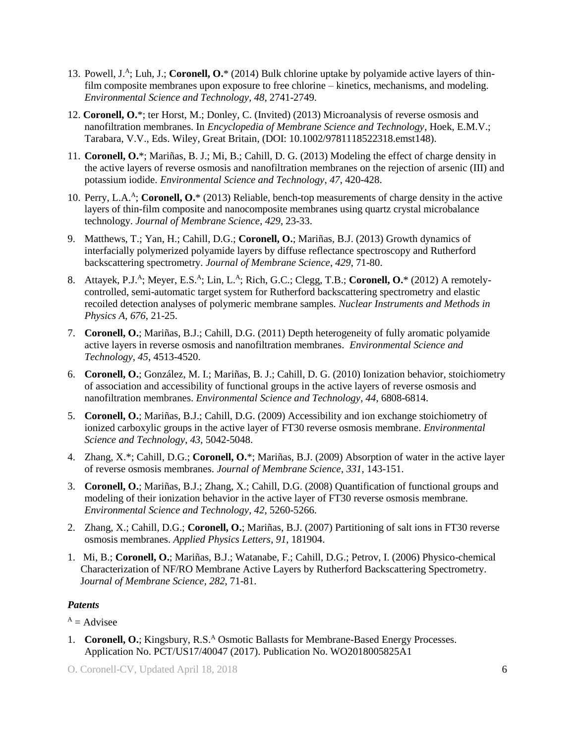13. Powell, J.[A]; Luh, J.; **Coronell, O.*** (2014) Bulk chlorine uptake by polyamide active layers of thin-film composite membranes upon exposure to free chlorine – kinetics, mechanisms, and modeling. *Environmental Science and Technology*, *48*, 2741-2749.

12. **Coronell, O.***; ter Horst, M.; Donley, C. (Invited) (2013) Microanalysis of reverse osmosis and nanofiltration membranes. In *Encyclopedia of Membrane Science and Technology*, Hoek, E.M.V.; Tarabara, V.V., Eds. Wiley, Great Britain, (DOI: 10.1002/9781118522318.emst148).

11. **Coronell, O.***; Mariñas, B. J.; Mi, B.; Cahill, D. G. (2013) Modeling the effect of charge density in the active layers of reverse osmosis and nanofiltration membranes on the rejection of arsenic (III) and potassium iodide. *Environmental Science and Technology*, *47*, 420-428.

10. Perry, L.A.[A]; **Coronell, O.*** (2013) Reliable, bench-top measurements of charge density in the active layers of thin-film composite and nanocomposite membranes using quartz crystal microbalance technology. *Journal of Membrane Science*, *429*, 23-33.

9. Matthews, T.; Yan, H.; Cahill, D.G.; **Coronell, O.**; Mariñas, B.J. (2013) Growth dynamics of interfacially polymerized polyamide layers by diffuse reflectance spectroscopy and Rutherford backscattering spectrometry. *Journal of Membrane Science*, *429*, 71-80.

8. Attayek, P.J.[A]; Meyer, E.S.[A]; Lin, L.[A]; Rich, G.C.; Clegg, T.B.; **Coronell, O.*** (2012) A remotely-controlled, semi-automatic target system for Rutherford backscattering spectrometry and elastic recoiled detection analyses of polymeric membrane samples. *Nuclear Instruments and Methods in Physics A*, *676*, 21-25.

7. **Coronell, O.**; Mariñas, B.J.; Cahill, D.G. (2011) Depth heterogeneity of fully aromatic polyamide active layers in reverse osmosis and nanofiltration membranes. *Environmental Science and Technology*, *45*, 4513-4520.

6. **Coronell, O.**; González, M. I.; Mariñas, B. J.; Cahill, D. G. (2010) Ionization behavior, stoichiometry of association and accessibility of functional groups in the active layers of reverse osmosis and nanofiltration membranes. *Environmental Science and Technology*, *44*, 6808-6814.

5. **Coronell, O.**; Mariñas, B.J.; Cahill, D.G. (2009) Accessibility and ion exchange stoichiometry of ionized carboxylic groups in the active layer of FT30 reverse osmosis membrane. *Environmental Science and Technology*, *43*, 5042-5048.

4. Zhang, X.*; Cahill, D.G.; **Coronell, O.***; Mariñas, B.J. (2009) Absorption of water in the active layer of reverse osmosis membranes. *Journal of Membrane Science*, *331*, 143-151.

3. **Coronell, O.**; Mariñas, B.J.; Zhang, X.; Cahill, D.G. (2008) Quantification of functional groups and modeling of their ionization behavior in the active layer of FT30 reverse osmosis membrane. *Environmental Science and Technology*, *42*, 5260-5266.

2. Zhang, X.; Cahill, D.G.; **Coronell, O.**; Mariñas, B.J. (2007) Partitioning of salt ions in FT30 reverse osmosis membranes. *Applied Physics Letters*, *91*, 181904.

1. Mi, B.; **Coronell, O.**; Mariñas, B.J.; Watanabe, F.; Cahill, D.G.; Petrov, I. (2006) Physico-chemical Characterization of NF/RO Membrane Active Layers by Rutherford Backscattering Spectrometry. *Journal of Membrane Science*, *282*, 71-81.

### *Patents*

[A] = Advisee

1. **Coronell, O.**; Kingsbury, R.S.[A] Osmotic Ballasts for Membrane-Based Energy Processes. Application No. PCT/US17/40047 (2017). Publication No. WO2018005825A1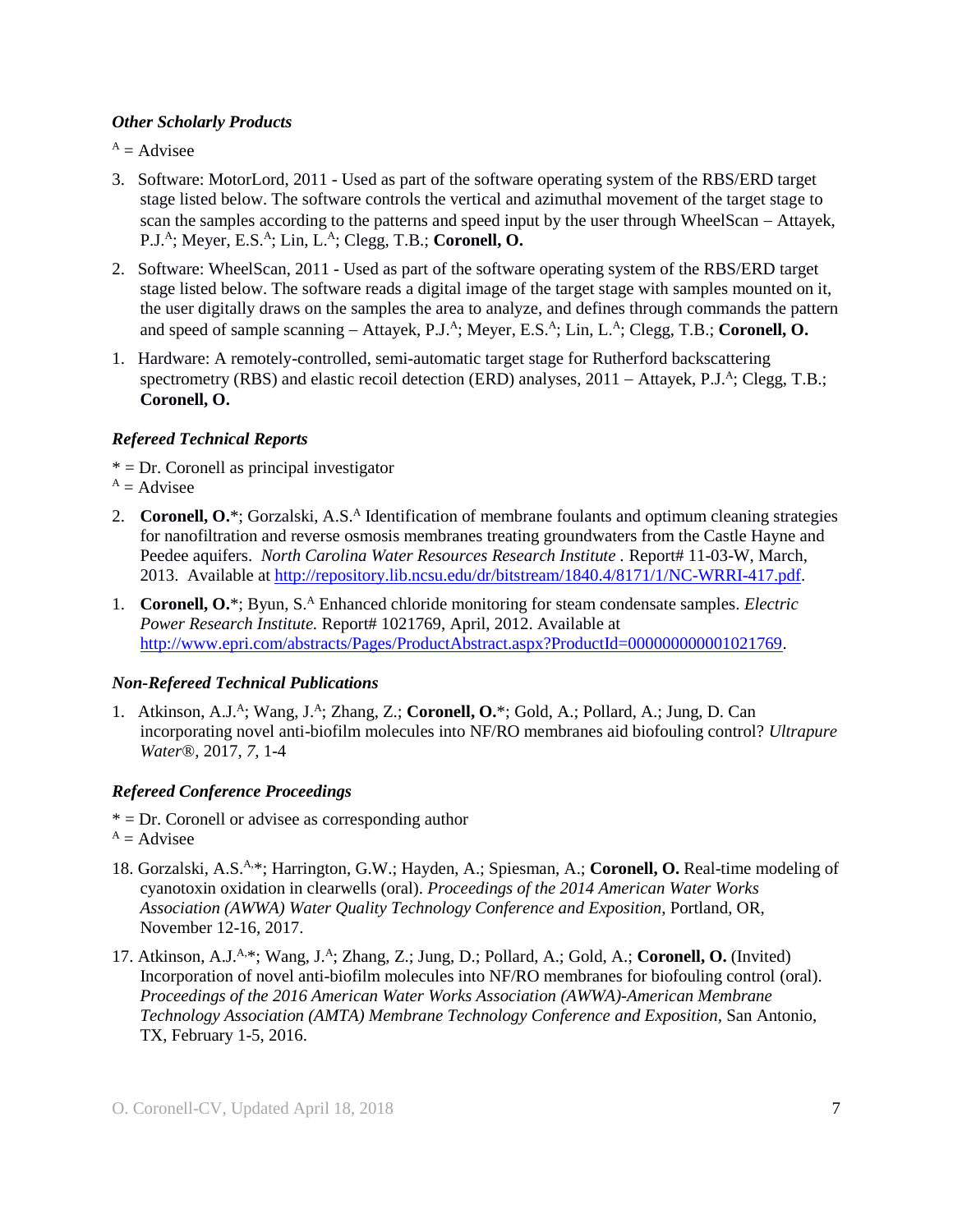### *Other Scholarly Products*

[A] = Advisee

3. Software: MotorLord, 2011 - Used as part of the software operating system of the RBS/ERD target stage listed below. The software controls the vertical and azimuthal movement of the target stage to scan the samples according to the patterns and speed input by the user through WheelScan – Attayek, P.J.[A]; Meyer, E.S.[A]; Lin, L.[A]; Clegg, T.B.; **Coronell, O.**

2. Software: WheelScan, 2011 - Used as part of the software operating system of the RBS/ERD target stage listed below. The software reads a digital image of the target stage with samples mounted on it, the user digitally draws on the samples the area to analyze, and defines through commands the pattern and speed of sample scanning – Attayek, P.J.[A]; Meyer, E.S.[A]; Lin, L.[A]; Clegg, T.B.; **Coronell, O.**

1. Hardware: A remotely-controlled, semi-automatic target stage for Rutherford backscattering spectrometry (RBS) and elastic recoil detection (ERD) analyses, 2011 – Attayek, P.J.[A]; Clegg, T.B.; **Coronell, O.**

### *Refereed Technical Reports*

* = Dr. Coronell as principal investigator
[A] = Advisee

2. **Coronell, O.***; Gorzalski, A.S.[A] Identification of membrane foulants and optimum cleaning strategies for nanofiltration and reverse osmosis membranes treating groundwaters from the Castle Hayne and Peedee aquifers. *North Carolina Water Resources Research Institute* . Report# 11-03-W, March, 2013. Available at http://repository.lib.ncsu.edu/dr/bitstream/1840.4/8171/1/NC-WRRI-417.pdf.

1. **Coronell, O.***; Byun, S.[A] Enhanced chloride monitoring for steam condensate samples. *Electric Power Research Institute.* Report# 1021769, April, 2012. Available at http://www.epri.com/abstracts/Pages/ProductAbstract.aspx?ProductId=000000000001021769.

### *Non-Refereed Technical Publications*

1. Atkinson, A.J.[A]; Wang, J.[A]; Zhang, Z.; **Coronell, O.***; Gold, A.; Pollard, A.; Jung, D. Can incorporating novel anti-biofilm molecules into NF/RO membranes aid biofouling control? *Ultrapure Water®*, 2017, *7,* 1-4

### *Refereed Conference Proceedings*

* = Dr. Coronell or advisee as corresponding author
[A] = Advisee

18. Gorzalski, A.S.[A,*]; Harrington, G.W.; Hayden, A.; Spiesman, A.; **Coronell, O.** Real-time modeling of cyanotoxin oxidation in clearwells (oral). *Proceedings of the 2014 American Water Works Association (AWWA) Water Quality Technology Conference and Exposition*, Portland, OR, November 12-16, 2017.

17. Atkinson, A.J.[A,*]; Wang, J.[A]; Zhang, Z.; Jung, D.; Pollard, A.; Gold, A.; **Coronell, O.** (Invited) Incorporation of novel anti-biofilm molecules into NF/RO membranes for biofouling control (oral). *Proceedings of the 2016 American Water Works Association (AWWA)-American Membrane Technology Association (AMTA) Membrane Technology Conference and Exposition*, San Antonio, TX, February 1-5, 2016.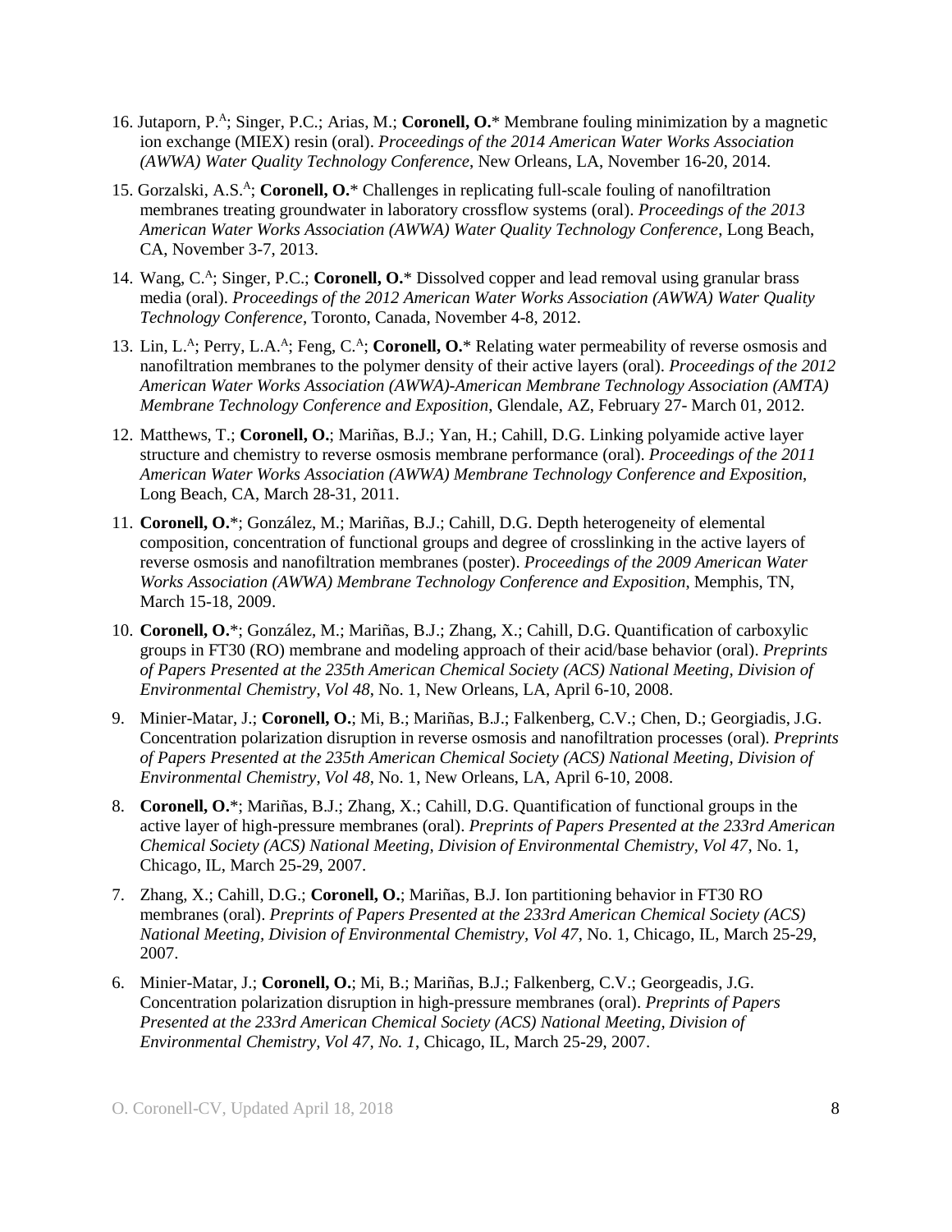16. Jutaporn, P.[A]; Singer, P.C.; Arias, M.; **Coronell, O.*** Membrane fouling minimization by a magnetic ion exchange (MIEX) resin (oral). *Proceedings of the 2014 American Water Works Association (AWWA) Water Quality Technology Conference*, New Orleans, LA, November 16-20, 2014.

15. Gorzalski, A.S.[A]; **Coronell, O.*** Challenges in replicating full-scale fouling of nanofiltration membranes treating groundwater in laboratory crossflow systems (oral). *Proceedings of the 2013 American Water Works Association (AWWA) Water Quality Technology Conference*, Long Beach, CA, November 3-7, 2013.

14. Wang, C.[A]; Singer, P.C.; **Coronell, O.*** Dissolved copper and lead removal using granular brass media (oral). *Proceedings of the 2012 American Water Works Association (AWWA) Water Quality Technology Conference*, Toronto, Canada, November 4-8, 2012.

13. Lin, L.[A]; Perry, L.A.[A]; Feng, C.[A]; **Coronell, O.*** Relating water permeability of reverse osmosis and nanofiltration membranes to the polymer density of their active layers (oral). *Proceedings of the 2012 American Water Works Association (AWWA)-American Membrane Technology Association (AMTA) Membrane Technology Conference and Exposition*, Glendale, AZ, February 27- March 01, 2012.

12. Matthews, T.; **Coronell, O.**; Mariñas, B.J.; Yan, H.; Cahill, D.G. Linking polyamide active layer structure and chemistry to reverse osmosis membrane performance (oral). *Proceedings of the 2011 American Water Works Association (AWWA) Membrane Technology Conference and Exposition*, Long Beach, CA, March 28-31, 2011.

11. **Coronell, O.***; González, M.; Mariñas, B.J.; Cahill, D.G. Depth heterogeneity of elemental composition, concentration of functional groups and degree of crosslinking in the active layers of reverse osmosis and nanofiltration membranes (poster). *Proceedings of the 2009 American Water Works Association (AWWA) Membrane Technology Conference and Exposition*, Memphis, TN, March 15-18, 2009.

10. **Coronell, O.***; González, M.; Mariñas, B.J.; Zhang, X.; Cahill, D.G. Quantification of carboxylic groups in FT30 (RO) membrane and modeling approach of their acid/base behavior (oral). *Preprints of Papers Presented at the 235th American Chemical Society (ACS) National Meeting, Division of Environmental Chemistry*, *Vol 48*, No. 1, New Orleans, LA, April 6-10, 2008.

9. Minier-Matar, J.; **Coronell, O.**; Mi, B.; Mariñas, B.J.; Falkenberg, C.V.; Chen, D.; Georgiadis, J.G. Concentration polarization disruption in reverse osmosis and nanofiltration processes (oral). *Preprints of Papers Presented at the 235th American Chemical Society (ACS) National Meeting, Division of Environmental Chemistry*, *Vol 48*, No. 1, New Orleans, LA, April 6-10, 2008.

8. **Coronell, O.***; Mariñas, B.J.; Zhang, X.; Cahill, D.G. Quantification of functional groups in the active layer of high-pressure membranes (oral). *Preprints of Papers Presented at the 233rd American Chemical Society (ACS) National Meeting, Division of Environmental Chemistry*, *Vol 47*, No. 1, Chicago, IL, March 25-29, 2007.

7. Zhang, X.; Cahill, D.G.; **Coronell, O.**; Mariñas, B.J. Ion partitioning behavior in FT30 RO membranes (oral). *Preprints of Papers Presented at the 233rd American Chemical Society (ACS) National Meeting, Division of Environmental Chemistry*, *Vol 47*, No. 1, Chicago, IL, March 25-29, 2007.

6. Minier-Matar, J.; **Coronell, O.**; Mi, B.; Mariñas, B.J.; Falkenberg, C.V.; Georgeadis, J.G. Concentration polarization disruption in high-pressure membranes (oral). *Preprints of Papers Presented at the 233rd American Chemical Society (ACS) National Meeting, Division of Environmental Chemistry, Vol 47, No. 1*, Chicago, IL, March 25-29, 2007.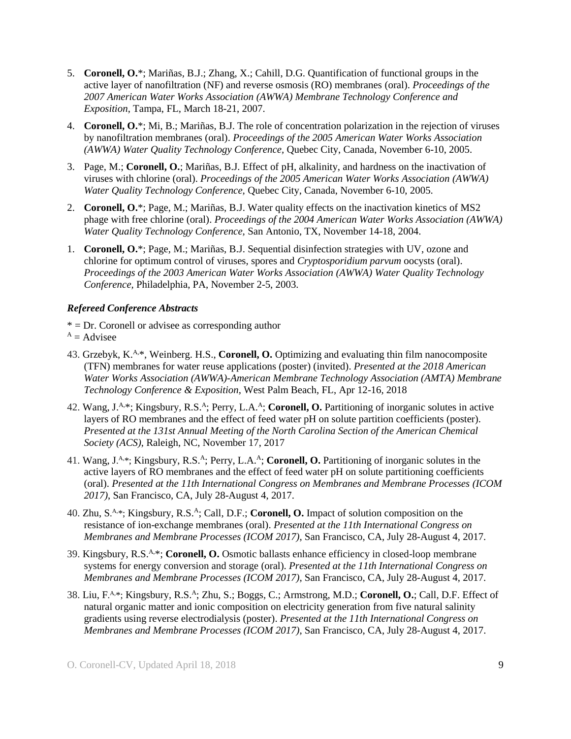5. **Coronell, O.***; Mariñas, B.J.; Zhang, X.; Cahill, D.G. Quantification of functional groups in the active layer of nanofiltration (NF) and reverse osmosis (RO) membranes (oral). *Proceedings of the 2007 American Water Works Association (AWWA) Membrane Technology Conference and Exposition*, Tampa, FL, March 18-21, 2007.

4. **Coronell, O.***; Mi, B.; Mariñas, B.J. The role of concentration polarization in the rejection of viruses by nanofiltration membranes (oral). *Proceedings of the 2005 American Water Works Association (AWWA) Water Quality Technology Conference,* Quebec City, Canada, November 6-10, 2005.

3. Page, M.; **Coronell, O.**; Mariñas, B.J. Effect of pH, alkalinity, and hardness on the inactivation of viruses with chlorine (oral). *Proceedings of the 2005 American Water Works Association (AWWA) Water Quality Technology Conference,* Quebec City, Canada, November 6-10, 2005.

2. **Coronell, O.***; Page, M.; Mariñas, B.J. Water quality effects on the inactivation kinetics of MS2 phage with free chlorine (oral). *Proceedings of the 2004 American Water Works Association (AWWA) Water Quality Technology Conference,* San Antonio, TX, November 14-18, 2004.

1. **Coronell, O.***; Page, M.; Mariñas, B.J. Sequential disinfection strategies with UV, ozone and chlorine for optimum control of viruses, spores and *Cryptosporidium parvum* oocysts (oral). *Proceedings of the 2003 American Water Works Association (AWWA) Water Quality Technology Conference*, Philadelphia, PA, November 2-5, 2003.

### *Refereed Conference Abstracts*

\* = Dr. Coronell or advisee as corresponding author
[A] = Advisee

43. Grzebyk, K.[A,]*, Weinberg. H.S., **Coronell, O.** Optimizing and evaluating thin film nanocomposite (TFN) membranes for water reuse applications (poster) (invited). *Presented at the 2018 American Water Works Association (AWWA)-American Membrane Technology Association (AMTA) Membrane Technology Conference & Exposition*, West Palm Beach, FL, Apr 12-16, 2018

42. Wang, J.[A,]*; Kingsbury, R.S.[A]; Perry, L.A.[A]; **Coronell, O.** Partitioning of inorganic solutes in active layers of RO membranes and the effect of feed water pH on solute partition coefficients (poster). *Presented at the 131st Annual Meeting of the North Carolina Section of the American Chemical Society (ACS)*, Raleigh, NC, November 17, 2017

41. Wang, J.[A,]*; Kingsbury, R.S.[A]; Perry, L.A.[A]; **Coronell, O.** Partitioning of inorganic solutes in the active layers of RO membranes and the effect of feed water pH on solute partitioning coefficients (oral). *Presented at the 11th International Congress on Membranes and Membrane Processes (ICOM 2017)*, San Francisco, CA, July 28-August 4, 2017.

40. Zhu, S.[A,]*; Kingsbury, R.S.[A]; Call, D.F.; **Coronell, O.** Impact of solution composition on the resistance of ion-exchange membranes (oral). *Presented at the 11th International Congress on Membranes and Membrane Processes (ICOM 2017)*, San Francisco, CA, July 28-August 4, 2017.

39. Kingsbury, R.S.[A,]*; **Coronell, O.** Osmotic ballasts enhance efficiency in closed-loop membrane systems for energy conversion and storage (oral). *Presented at the 11th International Congress on Membranes and Membrane Processes (ICOM 2017)*, San Francisco, CA, July 28-August 4, 2017.

38. Liu, F.[A,]*; Kingsbury, R.S.[A]; Zhu, S.; Boggs, C.; Armstrong, M.D.; **Coronell, O.**; Call, D.F. Effect of natural organic matter and ionic composition on electricity generation from five natural salinity gradients using reverse electrodialysis (poster). *Presented at the 11th International Congress on Membranes and Membrane Processes (ICOM 2017)*, San Francisco, CA, July 28-August 4, 2017.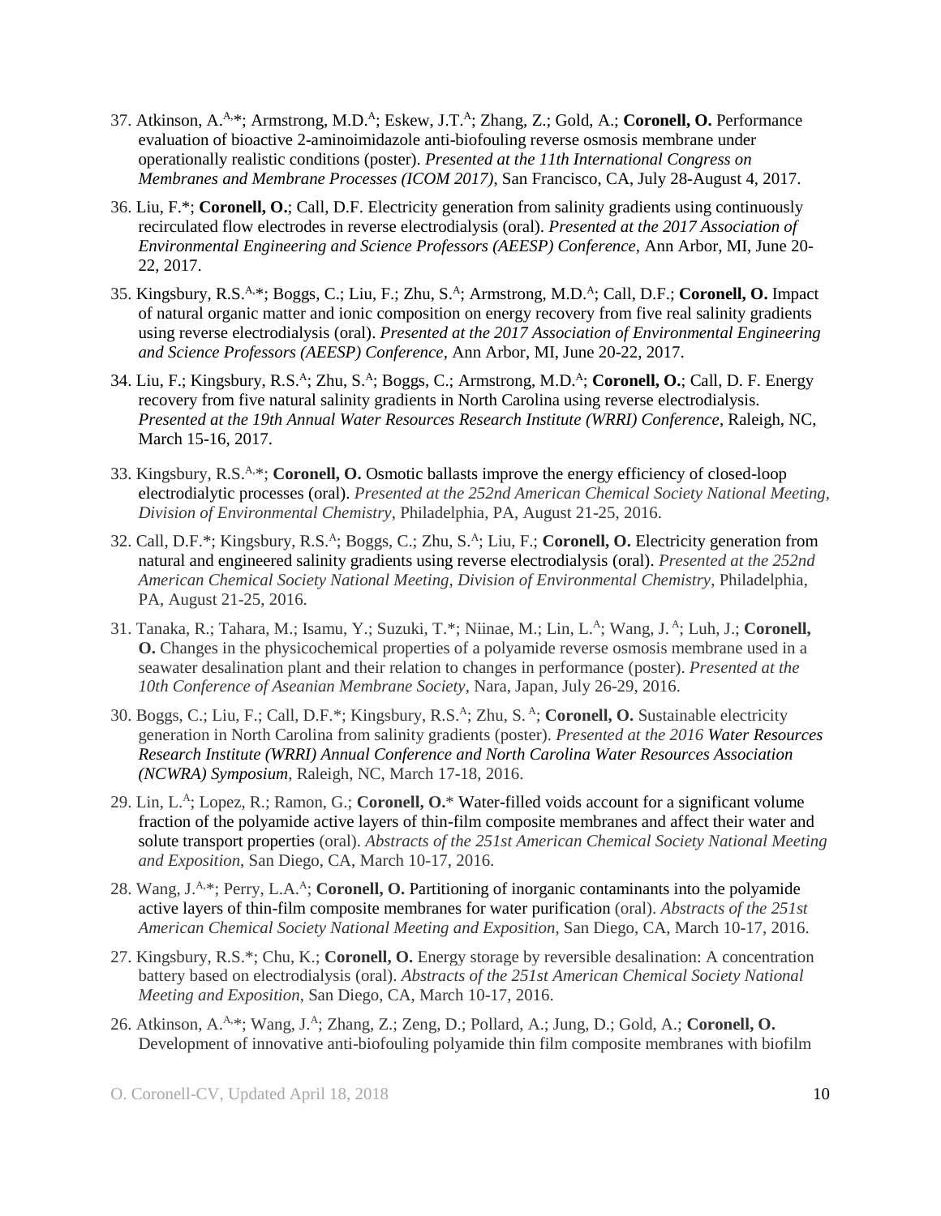37. Atkinson, A.[A,]*; Armstrong, M.D.[A]; Eskew, J.T.[A]; Zhang, Z.; Gold, A.; **Coronell, O.** Performance evaluation of bioactive 2-aminoimidazole anti-biofouling reverse osmosis membrane under operationally realistic conditions (poster). *Presented at the 11th International Congress on Membranes and Membrane Processes (ICOM 2017)*, San Francisco, CA, July 28-August 4, 2017.

36. Liu, F.*; **Coronell, O.**; Call, D.F. Electricity generation from salinity gradients using continuously recirculated flow electrodes in reverse electrodialysis (oral). *Presented at the 2017 Association of Environmental Engineering and Science Professors (AEESP) Conference*, Ann Arbor, MI, June 20-22, 2017.

35. Kingsbury, R.S.[A,]*; Boggs, C.; Liu, F.; Zhu, S.[A]; Armstrong, M.D.[A]; Call, D.F.; **Coronell, O.** Impact of natural organic matter and ionic composition on energy recovery from five real salinity gradients using reverse electrodialysis (oral). *Presented at the 2017 Association of Environmental Engineering and Science Professors (AEESP) Conference*, Ann Arbor, MI, June 20-22, 2017.

34. Liu, F.; Kingsbury, R.S.[A]; Zhu, S.[A]; Boggs, C.; Armstrong, M.D.[A]; **Coronell, O.**; Call, D. F. Energy recovery from five natural salinity gradients in North Carolina using reverse electrodialysis. *Presented at the 19th Annual Water Resources Research Institute (WRRI) Conference*, Raleigh, NC, March 15-16, 2017.

33. Kingsbury, R.S.[A,]*; **Coronell, O.** Osmotic ballasts improve the energy efficiency of closed-loop electrodialytic processes (oral). *Presented at the 252nd American Chemical Society National Meeting, Division of Environmental Chemistry*, Philadelphia, PA, August 21-25, 2016.

32. Call, D.F.*; Kingsbury, R.S.[A]; Boggs, C.; Zhu, S.[A]; Liu, F.; **Coronell, O.** Electricity generation from natural and engineered salinity gradients using reverse electrodialysis (oral). *Presented at the 252nd American Chemical Society National Meeting, Division of Environmental Chemistry*, Philadelphia, PA, August 21-25, 2016.

31. Tanaka, R.; Tahara, M.; Isamu, Y.; Suzuki, T.*; Niinae, M.; Lin, L.[A]; Wang, J.[A]; Luh, J.; **Coronell, O.** Changes in the physicochemical properties of a polyamide reverse osmosis membrane used in a seawater desalination plant and their relation to changes in performance (poster). *Presented at the 10th Conference of Aseanian Membrane Society*, Nara, Japan, July 26-29, 2016.

30. Boggs, C.; Liu, F.; Call, D.F.*; Kingsbury, R.S.[A]; Zhu, S.[A]; **Coronell, O.** Sustainable electricity generation in North Carolina from salinity gradients (poster). *Presented at the 2016 Water Resources Research Institute (WRRI) Annual Conference and North Carolina Water Resources Association (NCWRA) Symposium*, Raleigh, NC, March 17-18, 2016.

29. Lin, L.[A]; Lopez, R.; Ramon, G.; **Coronell, O.*** Water-filled voids account for a significant volume fraction of the polyamide active layers of thin-film composite membranes and affect their water and solute transport properties (oral). *Abstracts of the 251st American Chemical Society National Meeting and Exposition*, San Diego, CA, March 10-17, 2016.

28. Wang, J.[A,]*; Perry, L.A.[A]; **Coronell, O.** Partitioning of inorganic contaminants into the polyamide active layers of thin-film composite membranes for water purification (oral). *Abstracts of the 251st American Chemical Society National Meeting and Exposition*, San Diego, CA, March 10-17, 2016.

27. Kingsbury, R.S.*; Chu, K.; **Coronell, O.** Energy storage by reversible desalination: A concentration battery based on electrodialysis (oral). *Abstracts of the 251st American Chemical Society National Meeting and Exposition*, San Diego, CA, March 10-17, 2016.

26. Atkinson, A.[A,]*; Wang, J.[A]; Zhang, Z.; Zeng, D.; Pollard, A.; Jung, D.; Gold, A.; **Coronell, O.** Development of innovative anti-biofouling polyamide thin film composite membranes with biofilm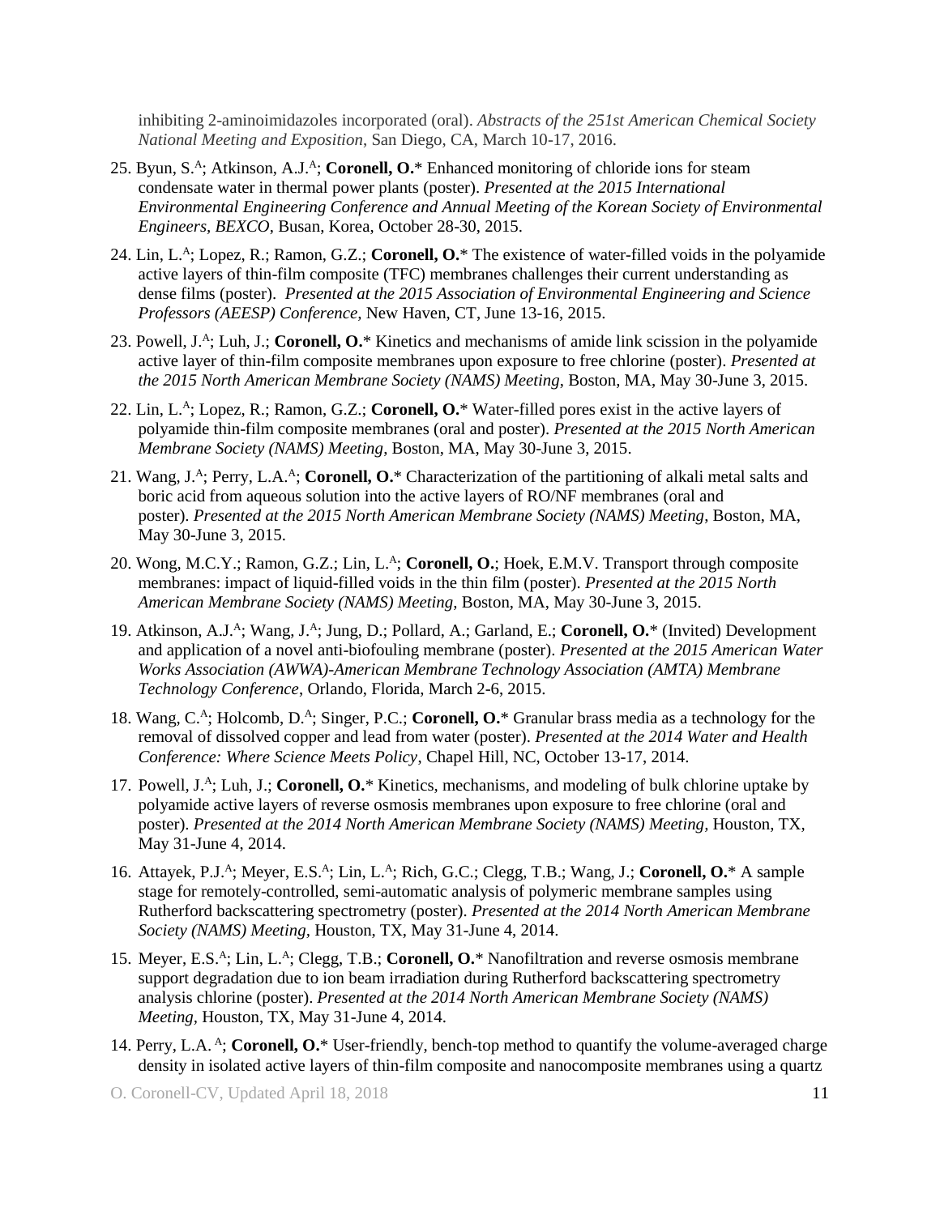inhibiting 2-aminoimidazoles incorporated (oral). *Abstracts of the 251st American Chemical Society National Meeting and Exposition*, San Diego, CA, March 10-17, 2016.

25. Byun, S.[A]; Atkinson, A.J.[A]; **Coronell, O.*** Enhanced monitoring of chloride ions for steam condensate water in thermal power plants (poster). *Presented at the 2015 International Environmental Engineering Conference and Annual Meeting of the Korean Society of Environmental Engineers, BEXCO*, Busan, Korea, October 28-30, 2015.

24. Lin, L.[A]; Lopez, R.; Ramon, G.Z.; **Coronell, O.*** The existence of water-filled voids in the polyamide active layers of thin-film composite (TFC) membranes challenges their current understanding as dense films (poster). *Presented at the 2015 Association of Environmental Engineering and Science Professors (AEESP) Conference,* New Haven, CT, June 13-16, 2015.

23. Powell, J.[A]; Luh, J.; **Coronell, O.*** Kinetics and mechanisms of amide link scission in the polyamide active layer of thin-film composite membranes upon exposure to free chlorine (poster). *Presented at the 2015 North American Membrane Society (NAMS) Meeting*, Boston, MA, May 30-June 3, 2015.

22. Lin, L.[A]; Lopez, R.; Ramon, G.Z.; **Coronell, O.*** Water-filled pores exist in the active layers of polyamide thin-film composite membranes (oral and poster). *Presented at the 2015 North American Membrane Society (NAMS) Meeting*, Boston, MA, May 30-June 3, 2015.

21. Wang, J.[A]; Perry, L.A.[A]; **Coronell, O.*** Characterization of the partitioning of alkali metal salts and boric acid from aqueous solution into the active layers of RO/NF membranes (oral and poster). *Presented at the 2015 North American Membrane Society (NAMS) Meeting*, Boston, MA, May 30-June 3, 2015.

20. Wong, M.C.Y.; Ramon, G.Z.; Lin, L.[A]; **Coronell, O.**; Hoek, E.M.V. Transport through composite membranes: impact of liquid-filled voids in the thin film (poster). *Presented at the 2015 North American Membrane Society (NAMS) Meeting*, Boston, MA, May 30-June 3, 2015.

19. Atkinson, A.J.[A]; Wang, J.[A]; Jung, D.; Pollard, A.; Garland, E.; **Coronell, O.*** (Invited) Development and application of a novel anti-biofouling membrane (poster). *Presented at the 2015 American Water Works Association (AWWA)-American Membrane Technology Association (AMTA) Membrane Technology Conference*, Orlando, Florida, March 2-6, 2015.

18. Wang, C.[A]; Holcomb, D.[A]; Singer, P.C.; **Coronell, O.*** Granular brass media as a technology for the removal of dissolved copper and lead from water (poster). *Presented at the 2014 Water and Health Conference: Where Science Meets Policy*, Chapel Hill, NC, October 13-17, 2014.

17. Powell, J.[A]; Luh, J.; **Coronell, O.*** Kinetics, mechanisms, and modeling of bulk chlorine uptake by polyamide active layers of reverse osmosis membranes upon exposure to free chlorine (oral and poster). *Presented at the 2014 North American Membrane Society (NAMS) Meeting,* Houston, TX, May 31-June 4, 2014.

16. Attayek, P.J.[A]; Meyer, E.S.[A]; Lin, L.[A]; Rich, G.C.; Clegg, T.B.; Wang, J.; **Coronell, O.*** A sample stage for remotely-controlled, semi-automatic analysis of polymeric membrane samples using Rutherford backscattering spectrometry (poster). *Presented at the 2014 North American Membrane Society (NAMS) Meeting*, Houston, TX, May 31-June 4, 2014.

15. Meyer, E.S.[A]; Lin, L.[A]; Clegg, T.B.; **Coronell, O.*** Nanofiltration and reverse osmosis membrane support degradation due to ion beam irradiation during Rutherford backscattering spectrometry analysis chlorine (poster). *Presented at the 2014 North American Membrane Society (NAMS) Meeting,* Houston, TX, May 31-June 4, 2014.

14. Perry, L.A.[A]; **Coronell, O.*** User-friendly, bench-top method to quantify the volume-averaged charge density in isolated active layers of thin-film composite and nanocomposite membranes using a quartz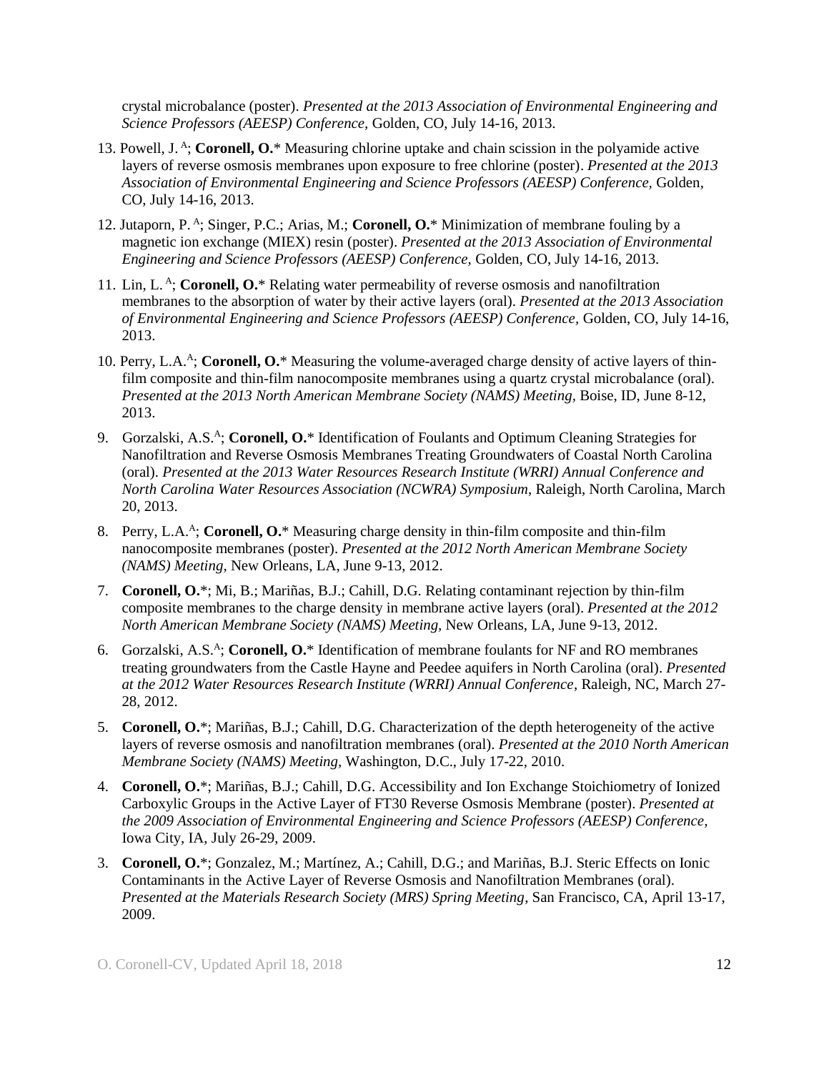crystal microbalance (poster). *Presented at the 2013 Association of Environmental Engineering and Science Professors (AEESP) Conference*, Golden, CO, July 14-16, 2013.

13. Powell, J. [A]; **Coronell, O.*** Measuring chlorine uptake and chain scission in the polyamide active layers of reverse osmosis membranes upon exposure to free chlorine (poster). *Presented at the 2013 Association of Environmental Engineering and Science Professors (AEESP) Conference*, Golden, CO, July 14-16, 2013.

12. Jutaporn, P. [A]; Singer, P.C.; Arias, M.; **Coronell, O.*** Minimization of membrane fouling by a magnetic ion exchange (MIEX) resin (poster). *Presented at the 2013 Association of Environmental Engineering and Science Professors (AEESP) Conference*, Golden, CO, July 14-16, 2013.

11. Lin, L. [A]; **Coronell, O.*** Relating water permeability of reverse osmosis and nanofiltration membranes to the absorption of water by their active layers (oral). *Presented at the 2013 Association of Environmental Engineering and Science Professors (AEESP) Conference*, Golden, CO, July 14-16, 2013.

10. Perry, L.A.[A]; **Coronell, O.*** Measuring the volume-averaged charge density of active layers of thin-film composite and thin-film nanocomposite membranes using a quartz crystal microbalance (oral). *Presented at the 2013 North American Membrane Society (NAMS) Meeting*, Boise, ID, June 8-12, 2013.

9. Gorzalski, A.S.[A]; **Coronell, O.*** Identification of Foulants and Optimum Cleaning Strategies for Nanofiltration and Reverse Osmosis Membranes Treating Groundwaters of Coastal North Carolina (oral). *Presented at the 2013 Water Resources Research Institute (WRRI) Annual Conference and North Carolina Water Resources Association (NCWRA) Symposium*, Raleigh, North Carolina, March 20, 2013.

8. Perry, L.A.[A]; **Coronell, O.*** Measuring charge density in thin-film composite and thin-film nanocomposite membranes (poster). *Presented at the 2012 North American Membrane Society (NAMS) Meeting*, New Orleans, LA, June 9-13, 2012.

7. **Coronell, O.***; Mi, B.; Mariñas, B.J.; Cahill, D.G. Relating contaminant rejection by thin-film composite membranes to the charge density in membrane active layers (oral). *Presented at the 2012 North American Membrane Society (NAMS) Meeting*, New Orleans, LA, June 9-13, 2012.

6. Gorzalski, A.S.[A]; **Coronell, O.*** Identification of membrane foulants for NF and RO membranes treating groundwaters from the Castle Hayne and Peedee aquifers in North Carolina (oral). *Presented at the 2012 Water Resources Research Institute (WRRI) Annual Conference*, Raleigh, NC, March 27-28, 2012.

5. **Coronell, O.***; Mariñas, B.J.; Cahill, D.G. Characterization of the depth heterogeneity of the active layers of reverse osmosis and nanofiltration membranes (oral). *Presented at the 2010 North American Membrane Society (NAMS) Meeting*, Washington, D.C., July 17-22, 2010.

4. **Coronell, O.***; Mariñas, B.J.; Cahill, D.G. Accessibility and Ion Exchange Stoichiometry of Ionized Carboxylic Groups in the Active Layer of FT30 Reverse Osmosis Membrane (poster). *Presented at the 2009 Association of Environmental Engineering and Science Professors (AEESP) Conference*, Iowa City, IA, July 26-29, 2009.

3. **Coronell, O.***; Gonzalez, M.; Martínez, A.; Cahill, D.G.; and Mariñas, B.J. Steric Effects on Ionic Contaminants in the Active Layer of Reverse Osmosis and Nanofiltration Membranes (oral). *Presented at the Materials Research Society (MRS) Spring Meeting*, San Francisco, CA, April 13-17, 2009.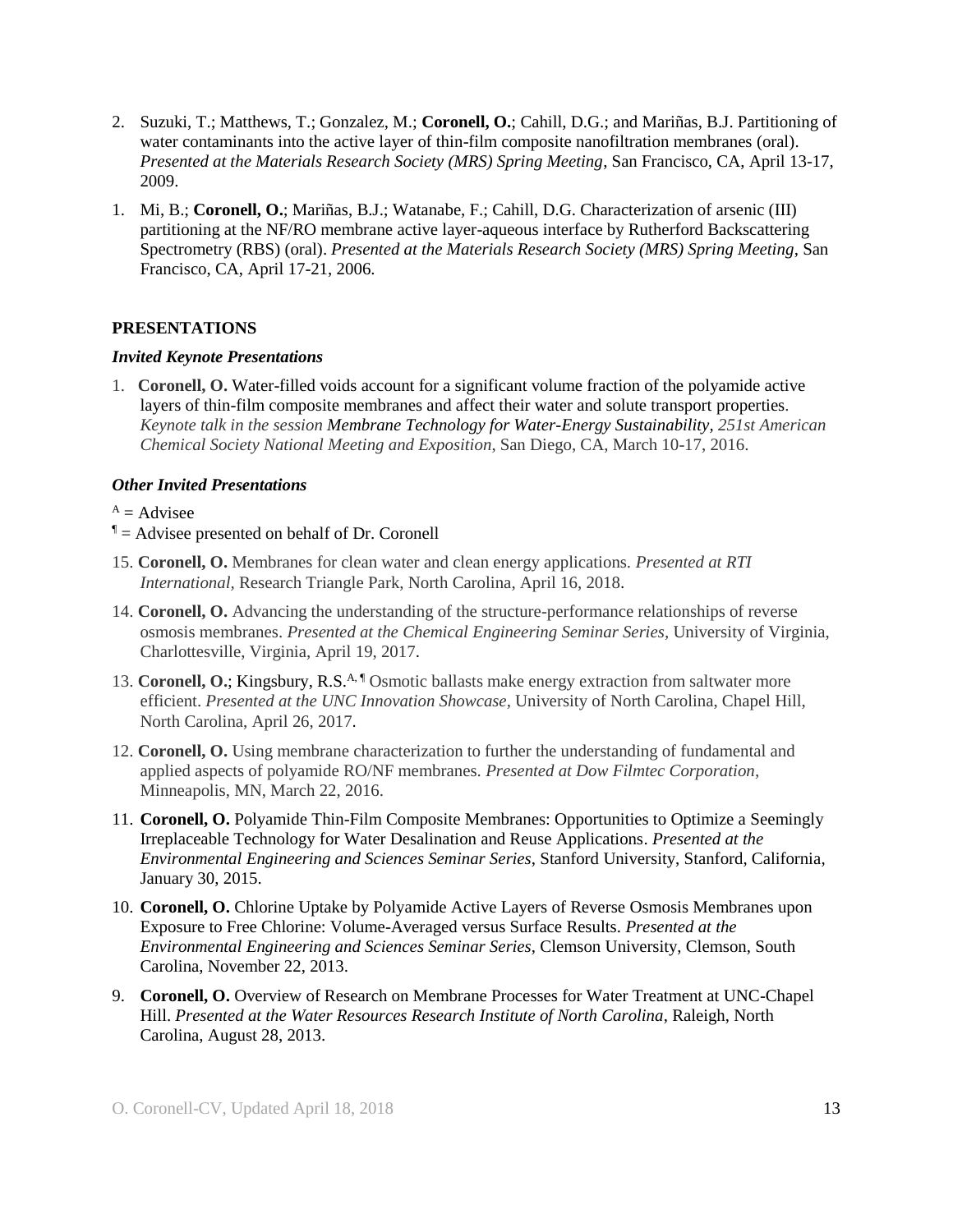2. Suzuki, T.; Matthews, T.; Gonzalez, M.; **Coronell, O.**; Cahill, D.G.; and Mariñas, B.J. Partitioning of water contaminants into the active layer of thin-film composite nanofiltration membranes (oral). *Presented at the Materials Research Society (MRS) Spring Meeting*, San Francisco, CA, April 13-17, 2009.

1. Mi, B.; **Coronell, O.**; Mariñas, B.J.; Watanabe, F.; Cahill, D.G. Characterization of arsenic (III) partitioning at the NF/RO membrane active layer-aqueous interface by Rutherford Backscattering Spectrometry (RBS) (oral). *Presented at the Materials Research Society (MRS) Spring Meeting*, San Francisco, CA, April 17-21, 2006.

## PRESENTATIONS

### *Invited Keynote Presentations*

1. **Coronell, O.** Water-filled voids account for a significant volume fraction of the polyamide active layers of thin-film composite membranes and affect their water and solute transport properties. *Keynote talk in the session* ***Membrane Technology for Water-Energy Sustainability****, 251st American Chemical Society National Meeting and Exposition*, San Diego, CA, March 10-17, 2016.

### *Other Invited Presentations*

[A] = Advisee
[¶] = Advisee presented on behalf of Dr. Coronell

15. **Coronell, O.** Membranes for clean water and clean energy applications. *Presented at RTI International*, Research Triangle Park, North Carolina, April 16, 2018.

14. **Coronell, O.** Advancing the understanding of the structure-performance relationships of reverse osmosis membranes. *Presented at the Chemical Engineering Seminar Series*, University of Virginia, Charlottesville, Virginia, April 19, 2017.

13. **Coronell, O.**; Kingsbury, R.S.[A, ¶] Osmotic ballasts make energy extraction from saltwater more efficient. *Presented at the UNC Innovation Showcase*, University of North Carolina, Chapel Hill, North Carolina, April 26, 2017.

12. **Coronell, O.** Using membrane characterization to further the understanding of fundamental and applied aspects of polyamide RO/NF membranes. *Presented at Dow Filmtec Corporation*, Minneapolis, MN, March 22, 2016.

11. **Coronell, O.** Polyamide Thin-Film Composite Membranes: Opportunities to Optimize a Seemingly Irreplaceable Technology for Water Desalination and Reuse Applications. *Presented at the Environmental Engineering and Sciences Seminar Series*, Stanford University, Stanford, California, January 30, 2015.

10. **Coronell, O.** Chlorine Uptake by Polyamide Active Layers of Reverse Osmosis Membranes upon Exposure to Free Chlorine: Volume-Averaged versus Surface Results. *Presented at the Environmental Engineering and Sciences Seminar Series*, Clemson University, Clemson, South Carolina, November 22, 2013.

9. **Coronell, O.** Overview of Research on Membrane Processes for Water Treatment at UNC-Chapel Hill. *Presented at the Water Resources Research Institute of North Carolina*, Raleigh, North Carolina, August 28, 2013.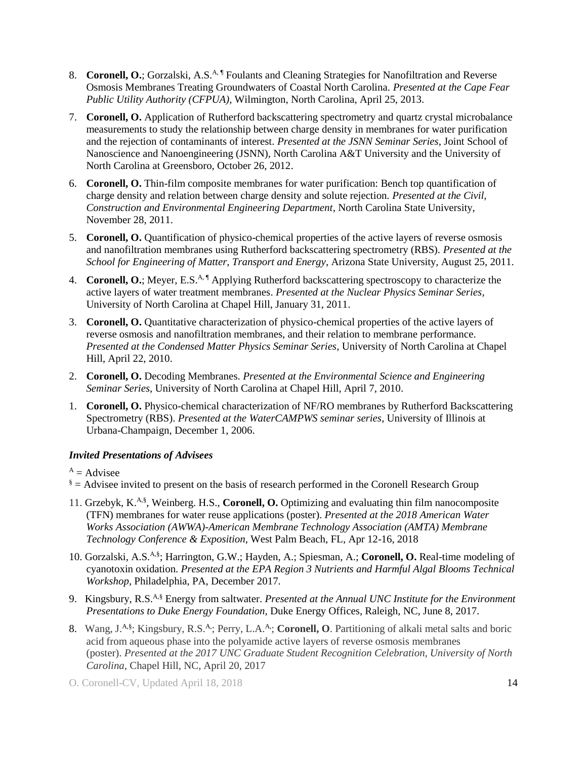8. **Coronell, O.**; Gorzalski, A.S.[A, ¶] Foulants and Cleaning Strategies for Nanofiltration and Reverse Osmosis Membranes Treating Groundwaters of Coastal North Carolina. *Presented at the Cape Fear Public Utility Authority (CFPUA)*, Wilmington, North Carolina, April 25, 2013.

7. **Coronell, O.** Application of Rutherford backscattering spectrometry and quartz crystal microbalance measurements to study the relationship between charge density in membranes for water purification and the rejection of contaminants of interest. *Presented at the JSNN Seminar Series*, Joint School of Nanoscience and Nanoengineering (JSNN), North Carolina A&T University and the University of North Carolina at Greensboro, October 26, 2012.

6. **Coronell, O.** Thin-film composite membranes for water purification: Bench top quantification of charge density and relation between charge density and solute rejection. *Presented at the Civil, Construction and Environmental Engineering Department*, North Carolina State University, November 28, 2011.

5. **Coronell, O.** Quantification of physico-chemical properties of the active layers of reverse osmosis and nanofiltration membranes using Rutherford backscattering spectrometry (RBS). *Presented at the School for Engineering of Matter, Transport and Energy*, Arizona State University, August 25, 2011.

4. **Coronell, O.**; Meyer, E.S.[A, ¶] Applying Rutherford backscattering spectroscopy to characterize the active layers of water treatment membranes. *Presented at the Nuclear Physics Seminar Series*, University of North Carolina at Chapel Hill, January 31, 2011.

3. **Coronell, O.** Quantitative characterization of physico-chemical properties of the active layers of reverse osmosis and nanofiltration membranes, and their relation to membrane performance. *Presented at the Condensed Matter Physics Seminar Series*, University of North Carolina at Chapel Hill, April 22, 2010.

2. **Coronell, O.** Decoding Membranes. *Presented at the Environmental Science and Engineering Seminar Series*, University of North Carolina at Chapel Hill, April 7, 2010.

1. **Coronell, O.** Physico-chemical characterization of NF/RO membranes by Rutherford Backscattering Spectrometry (RBS). *Presented at the WaterCAMPWS seminar series*, University of Illinois at Urbana-Champaign, December 1, 2006.

### *Invited Presentations of Advisees*

[A] = Advisee
[§] = Advisee invited to present on the basis of research performed in the Coronell Research Group

11. Grzebyk, K.[A,§], Weinberg. H.S., **Coronell, O.** Optimizing and evaluating thin film nanocomposite (TFN) membranes for water reuse applications (poster). *Presented at the 2018 American Water Works Association (AWWA)-American Membrane Technology Association (AMTA) Membrane Technology Conference & Exposition*, West Palm Beach, FL, Apr 12-16, 2018

10. Gorzalski, A.S.[A,§]; Harrington, G.W.; Hayden, A.; Spiesman, A.; **Coronell, O.** Real-time modeling of cyanotoxin oxidation. *Presented at the EPA Region 3 Nutrients and Harmful Algal Blooms Technical Workshop*, Philadelphia, PA, December 2017.

9. Kingsbury, R.S.[A,§] Energy from saltwater. *Presented at the Annual UNC Institute for the Environment Presentations to Duke Energy Foundation*, Duke Energy Offices, Raleigh, NC, June 8, 2017.

8. Wang, J.[A,§]; Kingsbury, R.S.[A,]; Perry, L.A.[A,]; **Coronell, O**. Partitioning of alkali metal salts and boric acid from aqueous phase into the polyamide active layers of reverse osmosis membranes (poster). *Presented at the 2017 UNC Graduate Student Recognition Celebration, University of North Carolina*, Chapel Hill, NC, April 20, 2017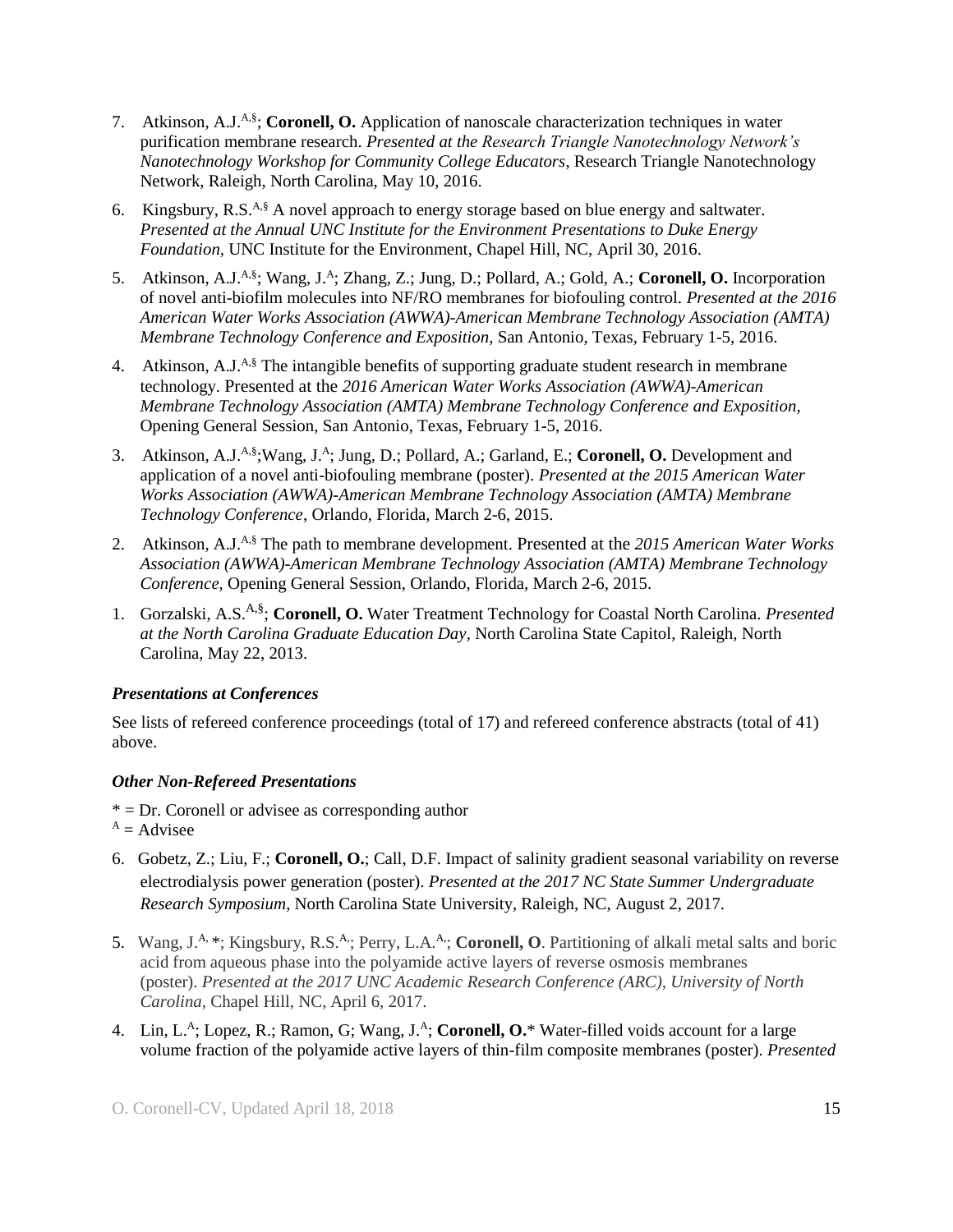7. Atkinson, A.J.[A,§]; **Coronell, O.** Application of nanoscale characterization techniques in water purification membrane research. *Presented at the Research Triangle Nanotechnology Network's Nanotechnology Workshop for Community College Educators*, Research Triangle Nanotechnology Network, Raleigh, North Carolina, May 10, 2016.

6. Kingsbury, R.S.[A,§] A novel approach to energy storage based on blue energy and saltwater. *Presented at the Annual UNC Institute for the Environment Presentations to Duke Energy Foundation,* UNC Institute for the Environment, Chapel Hill, NC, April 30, 2016.

5. Atkinson, A.J.[A,§]; Wang, J.[A]; Zhang, Z.; Jung, D.; Pollard, A.; Gold, A.; **Coronell, O.** Incorporation of novel anti-biofilm molecules into NF/RO membranes for biofouling control. *Presented at the 2016 American Water Works Association (AWWA)-American Membrane Technology Association (AMTA) Membrane Technology Conference and Exposition*, San Antonio, Texas, February 1-5, 2016.

4. Atkinson, A.J.[A,§] The intangible benefits of supporting graduate student research in membrane technology. Presented at the *2016 American Water Works Association (AWWA)-American Membrane Technology Association (AMTA) Membrane Technology Conference and Exposition*, Opening General Session, San Antonio, Texas, February 1-5, 2016.

3. Atkinson, A.J.[A,§];Wang, J.[A]; Jung, D.; Pollard, A.; Garland, E.; **Coronell, O.** Development and application of a novel anti-biofouling membrane (poster). *Presented at the 2015 American Water Works Association (AWWA)-American Membrane Technology Association (AMTA) Membrane Technology Conference*, Orlando, Florida, March 2-6, 2015.

2. Atkinson, A.J.[A,§] The path to membrane development. Presented at the *2015 American Water Works Association (AWWA)-American Membrane Technology Association (AMTA) Membrane Technology Conference*, Opening General Session, Orlando, Florida, March 2-6, 2015.

1. Gorzalski, A.S.[A,§]; **Coronell, O.** Water Treatment Technology for Coastal North Carolina. *Presented at the North Carolina Graduate Education Day*, North Carolina State Capitol, Raleigh, North Carolina, May 22, 2013.

### *Presentations at Conferences*

See lists of refereed conference proceedings (total of 17) and refereed conference abstracts (total of 41) above.

### *Other Non-Refereed Presentations*

* = Dr. Coronell or advisee as corresponding author
[A] = Advisee

6. Gobetz, Z.; Liu, F.; **Coronell, O.**; Call, D.F. Impact of salinity gradient seasonal variability on reverse electrodialysis power generation (poster). *Presented at the 2017 NC State Summer Undergraduate Research Symposium*, North Carolina State University, Raleigh, NC, August 2, 2017.

5. Wang, J.[A,]*; Kingsbury, R.S.[A,]; Perry, L.A.[A,]; **Coronell, O**. Partitioning of alkali metal salts and boric acid from aqueous phase into the polyamide active layers of reverse osmosis membranes (poster). *Presented at the 2017 UNC Academic Research Conference (ARC), University of North Carolina*, Chapel Hill, NC, April 6, 2017.

4. Lin, L.[A]; Lopez, R.; Ramon, G; Wang, J.[A]; **Coronell, O.*** Water-filled voids account for a large volume fraction of the polyamide active layers of thin-film composite membranes (poster). *Presented*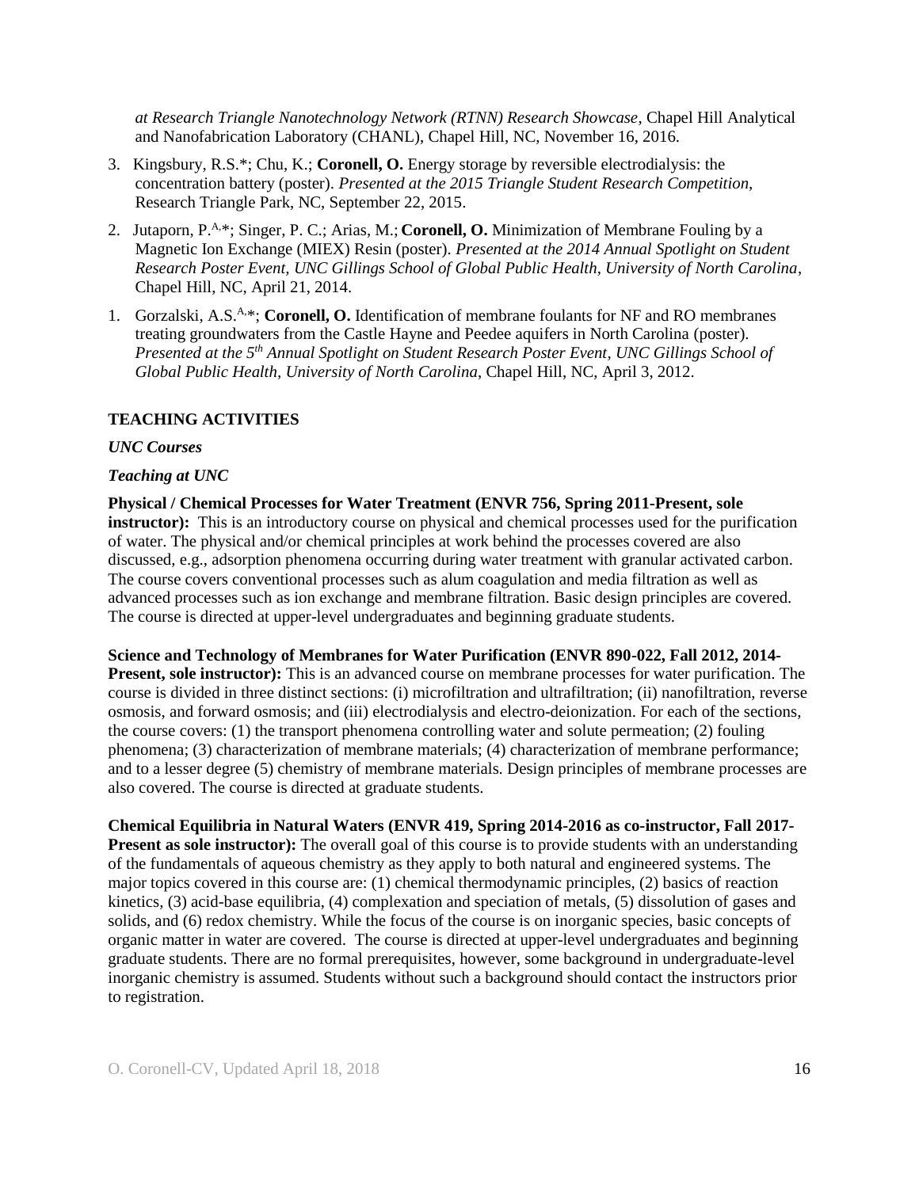*at Research Triangle Nanotechnology Network (RTNN) Research Showcase*, Chapel Hill Analytical and Nanofabrication Laboratory (CHANL), Chapel Hill, NC, November 16, 2016.

3. Kingsbury, R.S.*; Chu, K.; **Coronell, O.** Energy storage by reversible electrodialysis: the concentration battery (poster). *Presented at the 2015 Triangle Student Research Competition,* Research Triangle Park, NC, September 22, 2015.

2. Jutaporn, P.[A,*]; Singer, P. C.; Arias, M.; **Coronell, O.** Minimization of Membrane Fouling by a Magnetic Ion Exchange (MIEX) Resin (poster). *Presented at the 2014 Annual Spotlight on Student Research Poster Event, UNC Gillings School of Global Public Health, University of North Carolina*, Chapel Hill, NC, April 21, 2014.

1. Gorzalski, A.S.[A,*]; **Coronell, O.** Identification of membrane foulants for NF and RO membranes treating groundwaters from the Castle Hayne and Peedee aquifers in North Carolina (poster). *Presented at the 5th Annual Spotlight on Student Research Poster Event, UNC Gillings School of Global Public Health, University of North Carolina*, Chapel Hill, NC, April 3, 2012.

## TEACHING ACTIVITIES

***UNC Courses***

***Teaching at UNC***

**Physical / Chemical Processes for Water Treatment (ENVR 756, Spring 2011-Present, sole instructor):** This is an introductory course on physical and chemical processes used for the purification of water. The physical and/or chemical principles at work behind the processes covered are also discussed, e.g., adsorption phenomena occurring during water treatment with granular activated carbon. The course covers conventional processes such as alum coagulation and media filtration as well as advanced processes such as ion exchange and membrane filtration. Basic design principles are covered. The course is directed at upper-level undergraduates and beginning graduate students.

**Science and Technology of Membranes for Water Purification (ENVR 890-022, Fall 2012, 2014-Present, sole instructor):** This is an advanced course on membrane processes for water purification. The course is divided in three distinct sections: (i) microfiltration and ultrafiltration; (ii) nanofiltration, reverse osmosis, and forward osmosis; and (iii) electrodialysis and electro-deionization. For each of the sections, the course covers: (1) the transport phenomena controlling water and solute permeation; (2) fouling phenomena; (3) characterization of membrane materials; (4) characterization of membrane performance; and to a lesser degree (5) chemistry of membrane materials. Design principles of membrane processes are also covered. The course is directed at graduate students.

**Chemical Equilibria in Natural Waters (ENVR 419, Spring 2014-2016 as co-instructor, Fall 2017-Present as sole instructor):** The overall goal of this course is to provide students with an understanding of the fundamentals of aqueous chemistry as they apply to both natural and engineered systems. The major topics covered in this course are: (1) chemical thermodynamic principles, (2) basics of reaction kinetics, (3) acid-base equilibria, (4) complexation and speciation of metals, (5) dissolution of gases and solids, and (6) redox chemistry. While the focus of the course is on inorganic species, basic concepts of organic matter in water are covered. The course is directed at upper-level undergraduates and beginning graduate students. There are no formal prerequisites, however, some background in undergraduate-level inorganic chemistry is assumed. Students without such a background should contact the instructors prior to registration.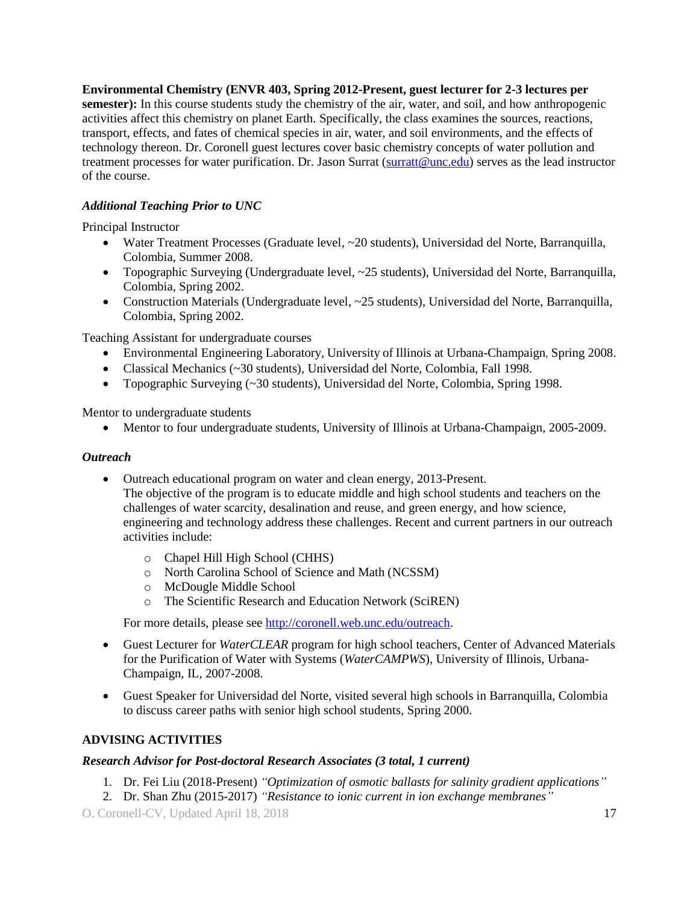**Environmental Chemistry (ENVR 403, Spring 2012-Present, guest lecturer for 2-3 lectures per semester):** In this course students study the chemistry of the air, water, and soil, and how anthropogenic activities affect this chemistry on planet Earth. Specifically, the class examines the sources, reactions, transport, effects, and fates of chemical species in air, water, and soil environments, and the effects of technology thereon. Dr. Coronell guest lectures cover basic chemistry concepts of water pollution and treatment processes for water purification. Dr. Jason Surrat (surratt@unc.edu) serves as the lead instructor of the course.

### *Additional Teaching Prior to UNC*

Principal Instructor

- Water Treatment Processes (Graduate level, ~20 students), Universidad del Norte, Barranquilla, Colombia, Summer 2008.
- Topographic Surveying (Undergraduate level, ~25 students), Universidad del Norte, Barranquilla, Colombia, Spring 2002.
- Construction Materials (Undergraduate level, ~25 students), Universidad del Norte, Barranquilla, Colombia, Spring 2002.

Teaching Assistant for undergraduate courses

- Environmental Engineering Laboratory, University of Illinois at Urbana-Champaign, Spring 2008.
- Classical Mechanics (~30 students), Universidad del Norte, Colombia, Fall 1998.
- Topographic Surveying (~30 students), Universidad del Norte, Colombia, Spring 1998.

Mentor to undergraduate students

- Mentor to four undergraduate students, University of Illinois at Urbana-Champaign, 2005-2009.

### *Outreach*

- Outreach educational program on water and clean energy, 2013-Present.
  The objective of the program is to educate middle and high school students and teachers on the challenges of water scarcity, desalination and reuse, and green energy, and how science, engineering and technology address these challenges. Recent and current partners in our outreach activities include:
  - Chapel Hill High School (CHHS)
  - North Carolina School of Science and Math (NCSSM)
  - McDougle Middle School
  - The Scientific Research and Education Network (SciREN)

  For more details, please see http://coronell.web.unc.edu/outreach.

- Guest Lecturer for *WaterCLEAR* program for high school teachers, Center of Advanced Materials for the Purification of Water with Systems (*WaterCAMPWS*), University of Illinois, Urbana-Champaign, IL, 2007-2008.

- Guest Speaker for Universidad del Norte, visited several high schools in Barranquilla, Colombia to discuss career paths with senior high school students, Spring 2000.

## ADVISING ACTIVITIES

### *Research Advisor for Post-doctoral Research Associates (3 total, 1 current)*

1. Dr. Fei Liu (2018-Present) *"Optimization of osmotic ballasts for salinity gradient applications"*
2. Dr. Shan Zhu (2015-2017) *"Resistance to ionic current in ion exchange membranes"*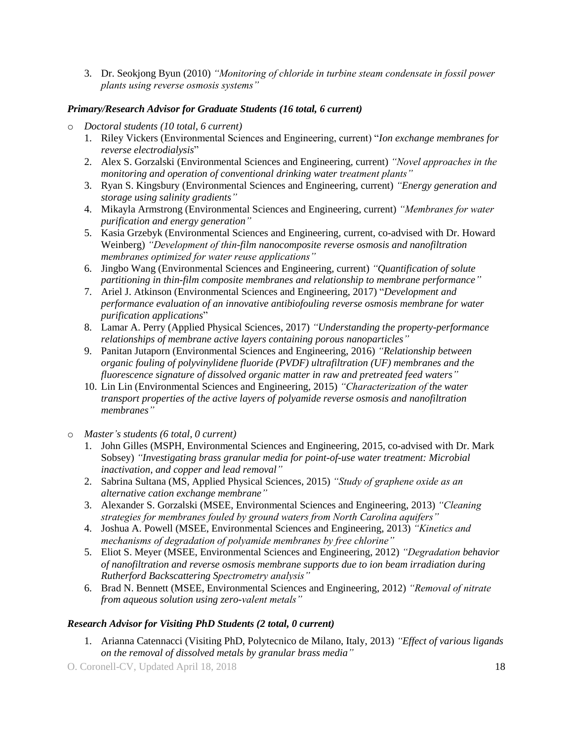3. Dr. Seokjong Byun (2010) *"Monitoring of chloride in turbine steam condensate in fossil power plants using reverse osmosis systems"*

### *Primary/Research Advisor for Graduate Students (16 total, 6 current)*

- *Doctoral students (10 total, 6 current)*
  1. Riley Vickers (Environmental Sciences and Engineering, current) "*Ion exchange membranes for reverse electrodialysis*"
  2. Alex S. Gorzalski (Environmental Sciences and Engineering, current) *"Novel approaches in the monitoring and operation of conventional drinking water treatment plants"*
  3. Ryan S. Kingsbury (Environmental Sciences and Engineering, current) *"Energy generation and storage using salinity gradients"*
  4. Mikayla Armstrong (Environmental Sciences and Engineering, current) *"Membranes for water purification and energy generation"*
  5. Kasia Grzebyk (Environmental Sciences and Engineering, current, co-advised with Dr. Howard Weinberg) *"Development of thin-film nanocomposite reverse osmosis and nanofiltration membranes optimized for water reuse applications"*
  6. Jingbo Wang (Environmental Sciences and Engineering, current) *"Quantification of solute partitioning in thin-film composite membranes and relationship to membrane performance"*
  7. Ariel J. Atkinson (Environmental Sciences and Engineering, 2017) "*Development and performance evaluation of an innovative antibiofouling reverse osmosis membrane for water purification applications*"
  8. Lamar A. Perry (Applied Physical Sciences, 2017) *"Understanding the property-performance relationships of membrane active layers containing porous nanoparticles"*
  9. Panitan Jutaporn (Environmental Sciences and Engineering, 2016) *"Relationship between organic fouling of polyvinylidene fluoride (PVDF) ultrafiltration (UF) membranes and the fluorescence signature of dissolved organic matter in raw and pretreated feed waters"*
  10. Lin Lin (Environmental Sciences and Engineering, 2015) *"Characterization of the water transport properties of the active layers of polyamide reverse osmosis and nanofiltration membranes"*

- *Master's students (6 total, 0 current)*
  1. John Gilles (MSPH, Environmental Sciences and Engineering, 2015, co-advised with Dr. Mark Sobsey) *"Investigating brass granular media for point-of-use water treatment: Microbial inactivation, and copper and lead removal"*
  2. Sabrina Sultana (MS, Applied Physical Sciences, 2015) *"Study of graphene oxide as an alternative cation exchange membrane"*
  3. Alexander S. Gorzalski (MSEE, Environmental Sciences and Engineering, 2013) *"Cleaning strategies for membranes fouled by ground waters from North Carolina aquifers"*
  4. Joshua A. Powell (MSEE, Environmental Sciences and Engineering, 2013) *"Kinetics and mechanisms of degradation of polyamide membranes by free chlorine"*
  5. Eliot S. Meyer (MSEE, Environmental Sciences and Engineering, 2012) *"Degradation behavior of nanofiltration and reverse osmosis membrane supports due to ion beam irradiation during Rutherford Backscattering Spectrometry analysis"*
  6. Brad N. Bennett (MSEE, Environmental Sciences and Engineering, 2012) *"Removal of nitrate from aqueous solution using zero-valent metals"*

### *Research Advisor for Visiting PhD Students (2 total, 0 current)*

1. Arianna Catennacci (Visiting PhD, Polytecnico de Milano, Italy, 2013) *"Effect of various ligands on the removal of dissolved metals by granular brass media"*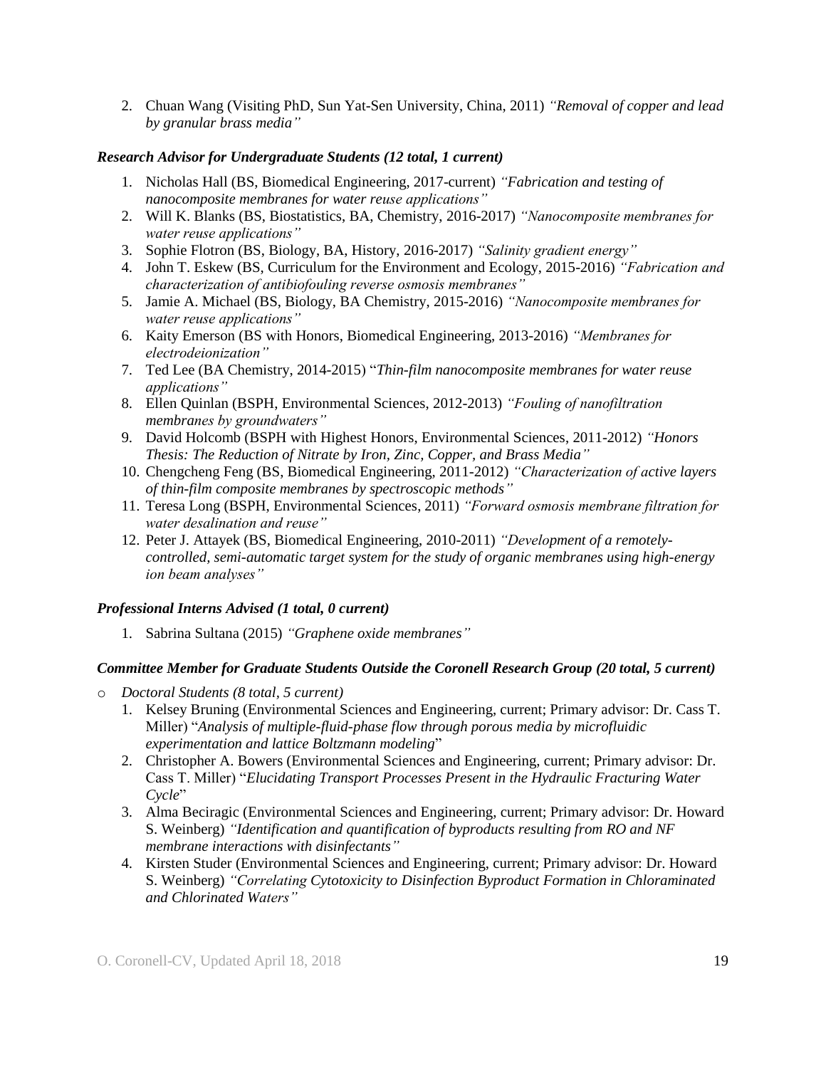2. Chuan Wang (Visiting PhD, Sun Yat-Sen University, China, 2011) *"Removal of copper and lead by granular brass media"*

***Research Advisor for Undergraduate Students (12 total, 1 current)***

1. Nicholas Hall (BS, Biomedical Engineering, 2017-current) *"Fabrication and testing of nanocomposite membranes for water reuse applications"*
2. Will K. Blanks (BS, Biostatistics, BA, Chemistry, 2016-2017) *"Nanocomposite membranes for water reuse applications"*
3. Sophie Flotron (BS, Biology, BA, History, 2016-2017) *"Salinity gradient energy"*
4. John T. Eskew (BS, Curriculum for the Environment and Ecology, 2015-2016) *"Fabrication and characterization of antibiofouling reverse osmosis membranes"*
5. Jamie A. Michael (BS, Biology, BA Chemistry, 2015-2016) *"Nanocomposite membranes for water reuse applications"*
6. Kaity Emerson (BS with Honors, Biomedical Engineering, 2013-2016) *"Membranes for electrodeionization"*
7. Ted Lee (BA Chemistry, 2014-2015) "*Thin-film nanocomposite membranes for water reuse applications"*
8. Ellen Quinlan (BSPH, Environmental Sciences, 2012-2013) *"Fouling of nanofiltration membranes by groundwaters"*
9. David Holcomb (BSPH with Highest Honors, Environmental Sciences, 2011-2012) *"Honors Thesis: The Reduction of Nitrate by Iron, Zinc, Copper, and Brass Media"*
10. Chengcheng Feng (BS, Biomedical Engineering, 2011-2012) *"Characterization of active layers of thin-film composite membranes by spectroscopic methods"*
11. Teresa Long (BSPH, Environmental Sciences, 2011) *"Forward osmosis membrane filtration for water desalination and reuse"*
12. Peter J. Attayek (BS, Biomedical Engineering, 2010-2011) *"Development of a remotely-controlled, semi-automatic target system for the study of organic membranes using high-energy ion beam analyses"*

***Professional Interns Advised (1 total, 0 current)***

1. Sabrina Sultana (2015) *"Graphene oxide membranes"*

***Committee Member for Graduate Students Outside the Coronell Research Group (20 total, 5 current)***

- *Doctoral Students (8 total, 5 current)*
  1. Kelsey Bruning (Environmental Sciences and Engineering, current; Primary advisor: Dr. Cass T. Miller) "*Analysis of multiple-fluid-phase flow through porous media by microfluidic experimentation and lattice Boltzmann modeling*"
  2. Christopher A. Bowers (Environmental Sciences and Engineering, current; Primary advisor: Dr. Cass T. Miller) "*Elucidating Transport Processes Present in the Hydraulic Fracturing Water Cycle*"
  3. Alma Beciragic (Environmental Sciences and Engineering, current; Primary advisor: Dr. Howard S. Weinberg) *"Identification and quantification of byproducts resulting from RO and NF membrane interactions with disinfectants"*
  4. Kirsten Studer (Environmental Sciences and Engineering, current; Primary advisor: Dr. Howard S. Weinberg) *"Correlating Cytotoxicity to Disinfection Byproduct Formation in Chloraminated and Chlorinated Waters"*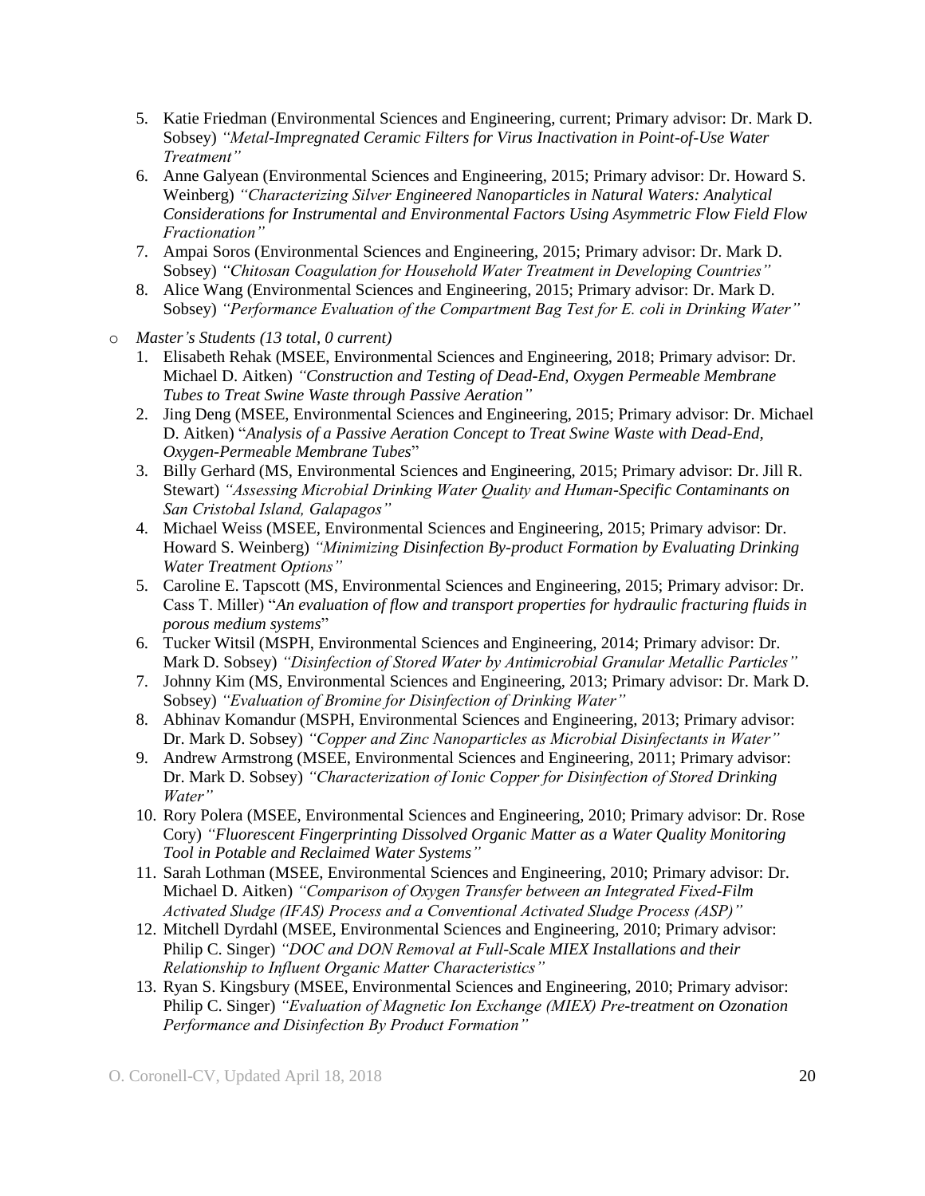5. Katie Friedman (Environmental Sciences and Engineering, current; Primary advisor: Dr. Mark D. Sobsey) *"Metal-Impregnated Ceramic Filters for Virus Inactivation in Point-of-Use Water Treatment"*
6. Anne Galyean (Environmental Sciences and Engineering, 2015; Primary advisor: Dr. Howard S. Weinberg) *"Characterizing Silver Engineered Nanoparticles in Natural Waters: Analytical Considerations for Instrumental and Environmental Factors Using Asymmetric Flow Field Flow Fractionation"*
7. Ampai Soros (Environmental Sciences and Engineering, 2015; Primary advisor: Dr. Mark D. Sobsey) *"Chitosan Coagulation for Household Water Treatment in Developing Countries"*
8. Alice Wang (Environmental Sciences and Engineering, 2015; Primary advisor: Dr. Mark D. Sobsey) *"Performance Evaluation of the Compartment Bag Test for E. coli in Drinking Water"*

- *Master's Students (13 total, 0 current)*
  1. Elisabeth Rehak (MSEE, Environmental Sciences and Engineering, 2018; Primary advisor: Dr. Michael D. Aitken) *"Construction and Testing of Dead-End, Oxygen Permeable Membrane Tubes to Treat Swine Waste through Passive Aeration"*
  2. Jing Deng (MSEE, Environmental Sciences and Engineering, 2015; Primary advisor: Dr. Michael D. Aitken) "*Analysis of a Passive Aeration Concept to Treat Swine Waste with Dead-End, Oxygen-Permeable Membrane Tubes*"
  3. Billy Gerhard (MS, Environmental Sciences and Engineering, 2015; Primary advisor: Dr. Jill R. Stewart) *"Assessing Microbial Drinking Water Quality and Human-Specific Contaminants on San Cristobal Island, Galapagos"*
  4. Michael Weiss (MSEE, Environmental Sciences and Engineering, 2015; Primary advisor: Dr. Howard S. Weinberg) *"Minimizing Disinfection By-product Formation by Evaluating Drinking Water Treatment Options"*
  5. Caroline E. Tapscott (MS, Environmental Sciences and Engineering, 2015; Primary advisor: Dr. Cass T. Miller) "*An evaluation of flow and transport properties for hydraulic fracturing fluids in porous medium systems*"
  6. Tucker Witsil (MSPH, Environmental Sciences and Engineering, 2014; Primary advisor: Dr. Mark D. Sobsey) *"Disinfection of Stored Water by Antimicrobial Granular Metallic Particles"*
  7. Johnny Kim (MS, Environmental Sciences and Engineering, 2013; Primary advisor: Dr. Mark D. Sobsey) *"Evaluation of Bromine for Disinfection of Drinking Water"*
  8. Abhinav Komandur (MSPH, Environmental Sciences and Engineering, 2013; Primary advisor: Dr. Mark D. Sobsey) *"Copper and Zinc Nanoparticles as Microbial Disinfectants in Water"*
  9. Andrew Armstrong (MSEE, Environmental Sciences and Engineering, 2011; Primary advisor: Dr. Mark D. Sobsey) *"Characterization of Ionic Copper for Disinfection of Stored Drinking Water"*
  10. Rory Polera (MSEE, Environmental Sciences and Engineering, 2010; Primary advisor: Dr. Rose Cory) *"Fluorescent Fingerprinting Dissolved Organic Matter as a Water Quality Monitoring Tool in Potable and Reclaimed Water Systems"*
  11. Sarah Lothman (MSEE, Environmental Sciences and Engineering, 2010; Primary advisor: Dr. Michael D. Aitken) *"Comparison of Oxygen Transfer between an Integrated Fixed-Film Activated Sludge (IFAS) Process and a Conventional Activated Sludge Process (ASP)"*
  12. Mitchell Dyrdahl (MSEE, Environmental Sciences and Engineering, 2010; Primary advisor: Philip C. Singer) *"DOC and DON Removal at Full-Scale MIEX Installations and their Relationship to Influent Organic Matter Characteristics"*
  13. Ryan S. Kingsbury (MSEE, Environmental Sciences and Engineering, 2010; Primary advisor: Philip C. Singer) *"Evaluation of Magnetic Ion Exchange (MIEX) Pre-treatment on Ozonation Performance and Disinfection By Product Formation"*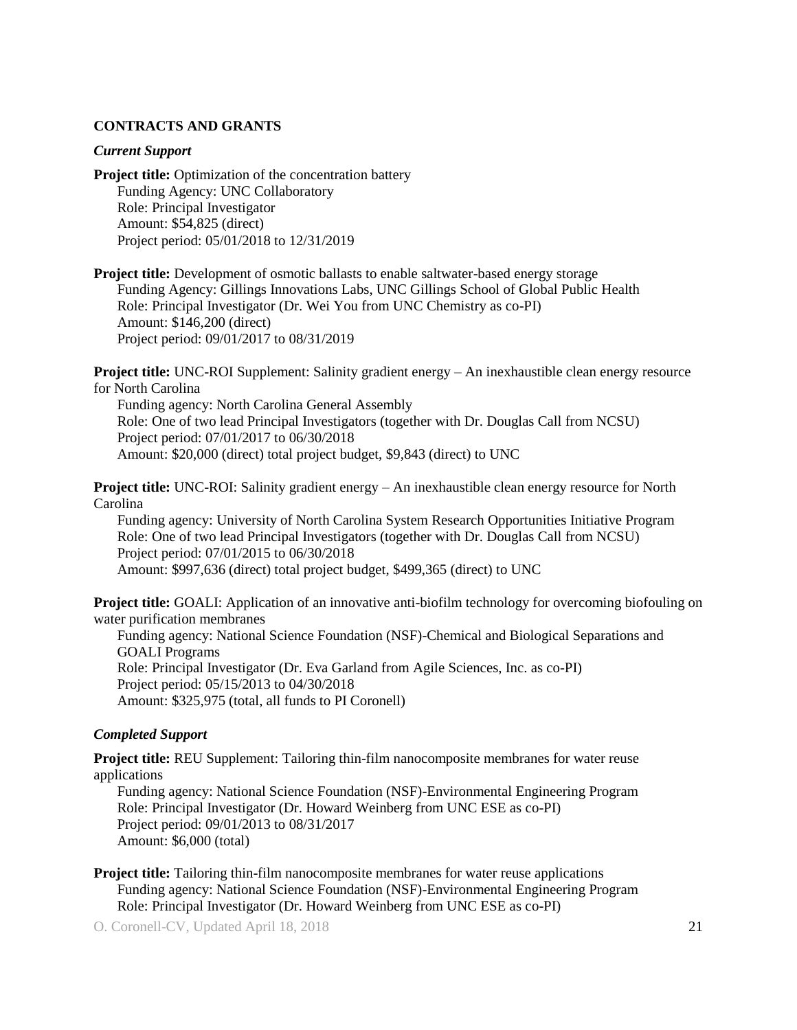## CONTRACTS AND GRANTS

### *Current Support*

**Project title:** Optimization of the concentration battery
Funding Agency: UNC Collaboratory
Role: Principal Investigator
Amount: $54,825 (direct)
Project period: 05/01/2018 to 12/31/2019

**Project title:** Development of osmotic ballasts to enable saltwater-based energy storage
Funding Agency: Gillings Innovations Labs, UNC Gillings School of Global Public Health
Role: Principal Investigator (Dr. Wei You from UNC Chemistry as co-PI)
Amount: $146,200 (direct)
Project period: 09/01/2017 to 08/31/2019

**Project title:** UNC-ROI Supplement: Salinity gradient energy – An inexhaustible clean energy resource for North Carolina
Funding agency: North Carolina General Assembly
Role: One of two lead Principal Investigators (together with Dr. Douglas Call from NCSU)
Project period: 07/01/2017 to 06/30/2018
Amount: $20,000 (direct) total project budget, $9,843 (direct) to UNC

**Project title:** UNC-ROI: Salinity gradient energy – An inexhaustible clean energy resource for North Carolina
Funding agency: University of North Carolina System Research Opportunities Initiative Program
Role: One of two lead Principal Investigators (together with Dr. Douglas Call from NCSU)
Project period: 07/01/2015 to 06/30/2018
Amount: $997,636 (direct) total project budget, $499,365 (direct) to UNC

**Project title:** GOALI: Application of an innovative anti-biofilm technology for overcoming biofouling on water purification membranes
Funding agency: National Science Foundation (NSF)-Chemical and Biological Separations and GOALI Programs
Role: Principal Investigator (Dr. Eva Garland from Agile Sciences, Inc. as co-PI)
Project period: 05/15/2013 to 04/30/2018
Amount: $325,975 (total, all funds to PI Coronell)

### *Completed Support*

**Project title:** REU Supplement: Tailoring thin-film nanocomposite membranes for water reuse applications
Funding agency: National Science Foundation (NSF)-Environmental Engineering Program
Role: Principal Investigator (Dr. Howard Weinberg from UNC ESE as co-PI)
Project period: 09/01/2013 to 08/31/2017
Amount: $6,000 (total)

**Project title:** Tailoring thin-film nanocomposite membranes for water reuse applications
Funding agency: National Science Foundation (NSF)-Environmental Engineering Program
Role: Principal Investigator (Dr. Howard Weinberg from UNC ESE as co-PI)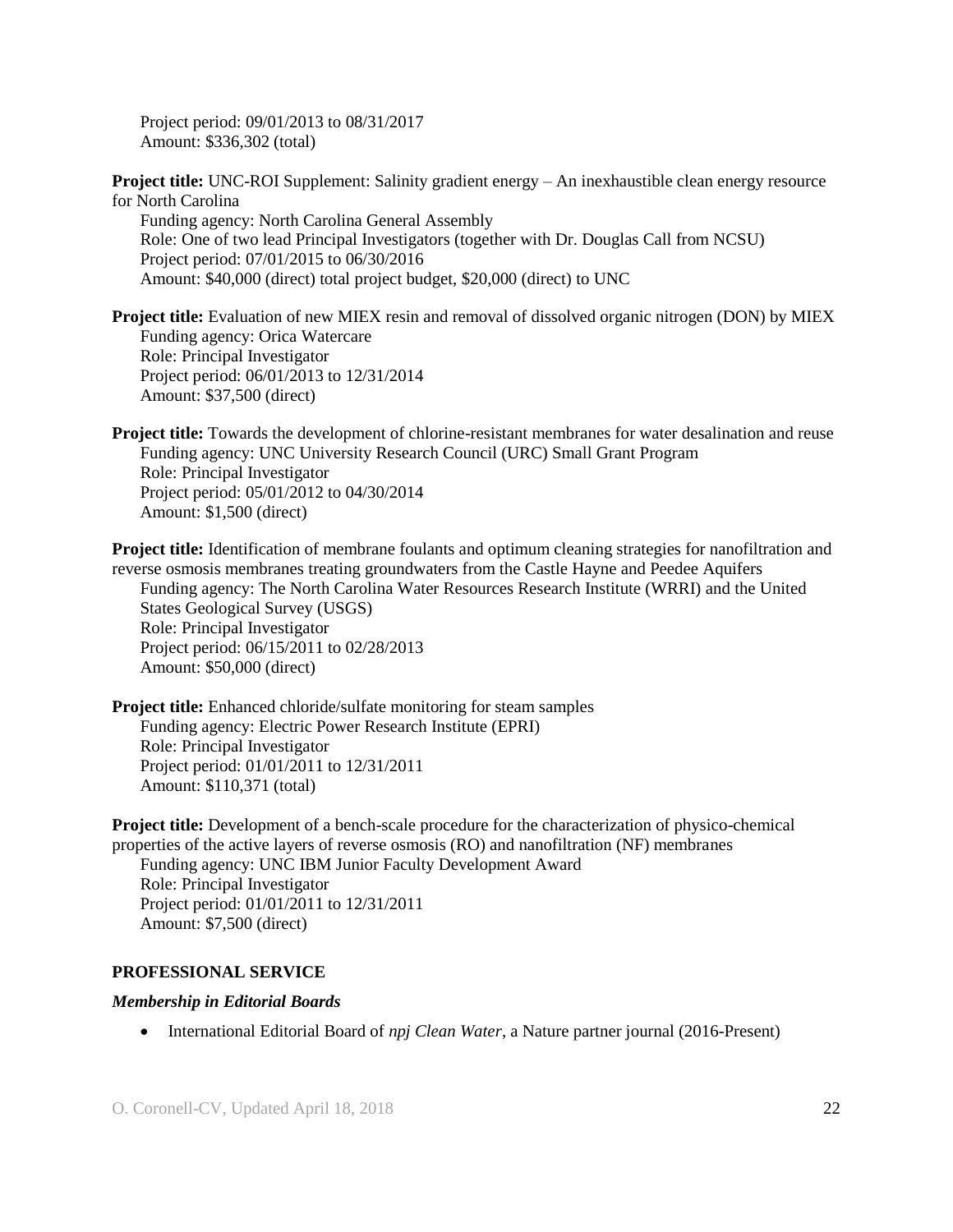Project period: 09/01/2013 to 08/31/2017
Amount: $336,302 (total)

**Project title:** UNC-ROI Supplement: Salinity gradient energy – An inexhaustible clean energy resource for North Carolina
Funding agency: North Carolina General Assembly
Role: One of two lead Principal Investigators (together with Dr. Douglas Call from NCSU)
Project period: 07/01/2015 to 06/30/2016
Amount: $40,000 (direct) total project budget, $20,000 (direct) to UNC

**Project title:** Evaluation of new MIEX resin and removal of dissolved organic nitrogen (DON) by MIEX
Funding agency: Orica Watercare
Role: Principal Investigator
Project period: 06/01/2013 to 12/31/2014
Amount: $37,500 (direct)

**Project title:** Towards the development of chlorine-resistant membranes for water desalination and reuse
Funding agency: UNC University Research Council (URC) Small Grant Program
Role: Principal Investigator
Project period: 05/01/2012 to 04/30/2014
Amount: $1,500 (direct)

**Project title:** Identification of membrane foulants and optimum cleaning strategies for nanofiltration and reverse osmosis membranes treating groundwaters from the Castle Hayne and Peedee Aquifers
Funding agency: The North Carolina Water Resources Research Institute (WRRI) and the United States Geological Survey (USGS)
Role: Principal Investigator
Project period: 06/15/2011 to 02/28/2013
Amount: $50,000 (direct)

**Project title:** Enhanced chloride/sulfate monitoring for steam samples
Funding agency: Electric Power Research Institute (EPRI)
Role: Principal Investigator
Project period: 01/01/2011 to 12/31/2011
Amount: $110,371 (total)

**Project title:** Development of a bench-scale procedure for the characterization of physico-chemical properties of the active layers of reverse osmosis (RO) and nanofiltration (NF) membranes
Funding agency: UNC IBM Junior Faculty Development Award
Role: Principal Investigator
Project period: 01/01/2011 to 12/31/2011
Amount: $7,500 (direct)

## PROFESSIONAL SERVICE

### *Membership in Editorial Boards*

- International Editorial Board of *npj Clean Water*, a Nature partner journal (2016-Present)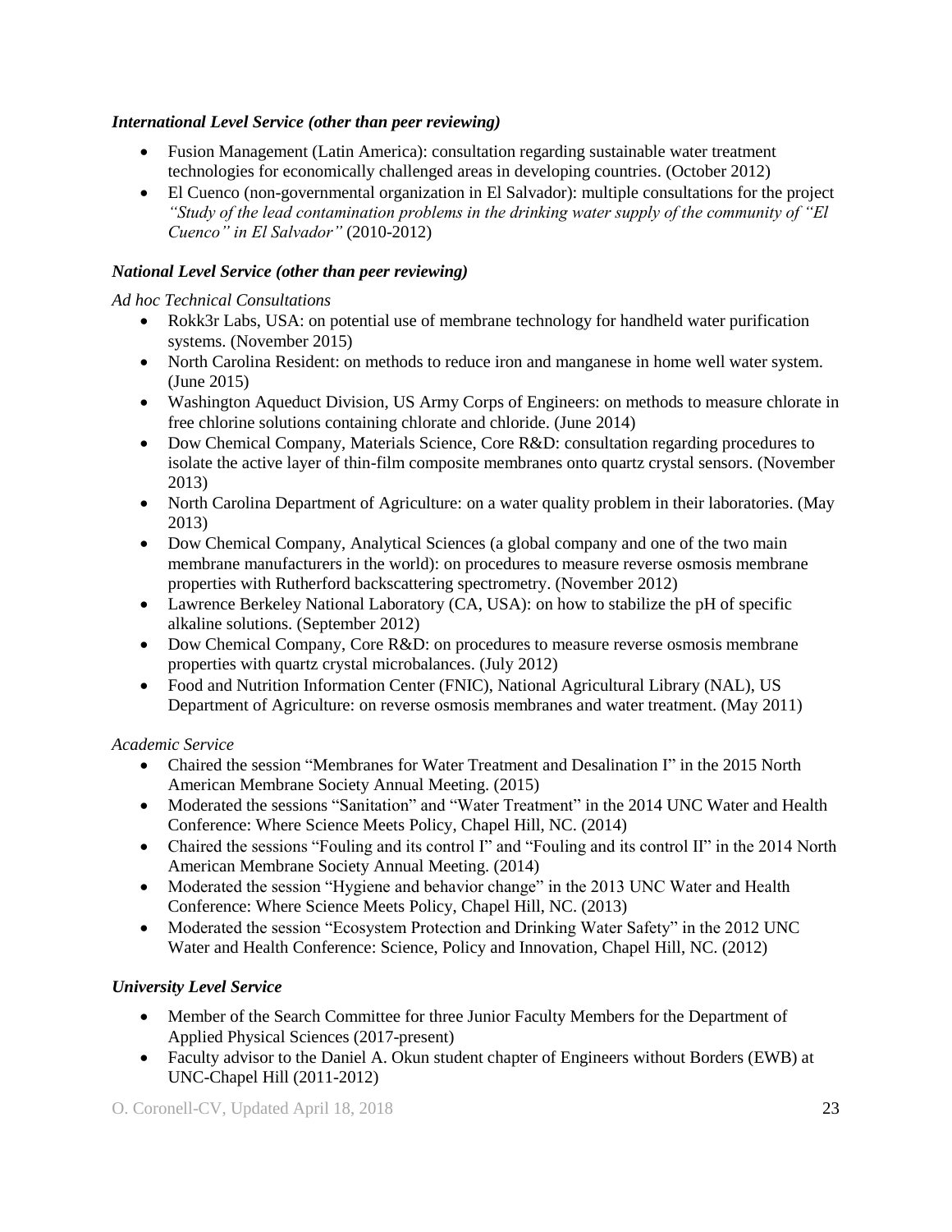### *International Level Service (other than peer reviewing)*

- Fusion Management (Latin America): consultation regarding sustainable water treatment technologies for economically challenged areas in developing countries. (October 2012)
- El Cuenco (non-governmental organization in El Salvador): multiple consultations for the project *"Study of the lead contamination problems in the drinking water supply of the community of "El Cuenco" in El Salvador"* (2010-2012)

### *National Level Service (other than peer reviewing)*

*Ad hoc Technical Consultations*

- Rokk3r Labs, USA: on potential use of membrane technology for handheld water purification systems. (November 2015)
- North Carolina Resident: on methods to reduce iron and manganese in home well water system. (June 2015)
- Washington Aqueduct Division, US Army Corps of Engineers: on methods to measure chlorate in free chlorine solutions containing chlorate and chloride. (June 2014)
- Dow Chemical Company, Materials Science, Core R&D: consultation regarding procedures to isolate the active layer of thin-film composite membranes onto quartz crystal sensors. (November 2013)
- North Carolina Department of Agriculture: on a water quality problem in their laboratories. (May 2013)
- Dow Chemical Company, Analytical Sciences (a global company and one of the two main membrane manufacturers in the world): on procedures to measure reverse osmosis membrane properties with Rutherford backscattering spectrometry. (November 2012)
- Lawrence Berkeley National Laboratory (CA, USA): on how to stabilize the pH of specific alkaline solutions. (September 2012)
- Dow Chemical Company, Core R&D: on procedures to measure reverse osmosis membrane properties with quartz crystal microbalances. (July 2012)
- Food and Nutrition Information Center (FNIC), National Agricultural Library (NAL), US Department of Agriculture: on reverse osmosis membranes and water treatment. (May 2011)

*Academic Service*

- Chaired the session "Membranes for Water Treatment and Desalination I" in the 2015 North American Membrane Society Annual Meeting. (2015)
- Moderated the sessions "Sanitation" and "Water Treatment" in the 2014 UNC Water and Health Conference: Where Science Meets Policy, Chapel Hill, NC. (2014)
- Chaired the sessions "Fouling and its control I" and "Fouling and its control II" in the 2014 North American Membrane Society Annual Meeting. (2014)
- Moderated the session "Hygiene and behavior change" in the 2013 UNC Water and Health Conference: Where Science Meets Policy, Chapel Hill, NC. (2013)
- Moderated the session "Ecosystem Protection and Drinking Water Safety" in the 2012 UNC Water and Health Conference: Science, Policy and Innovation, Chapel Hill, NC. (2012)

### *University Level Service*

- Member of the Search Committee for three Junior Faculty Members for the Department of Applied Physical Sciences (2017-present)
- Faculty advisor to the Daniel A. Okun student chapter of Engineers without Borders (EWB) at UNC-Chapel Hill (2011-2012)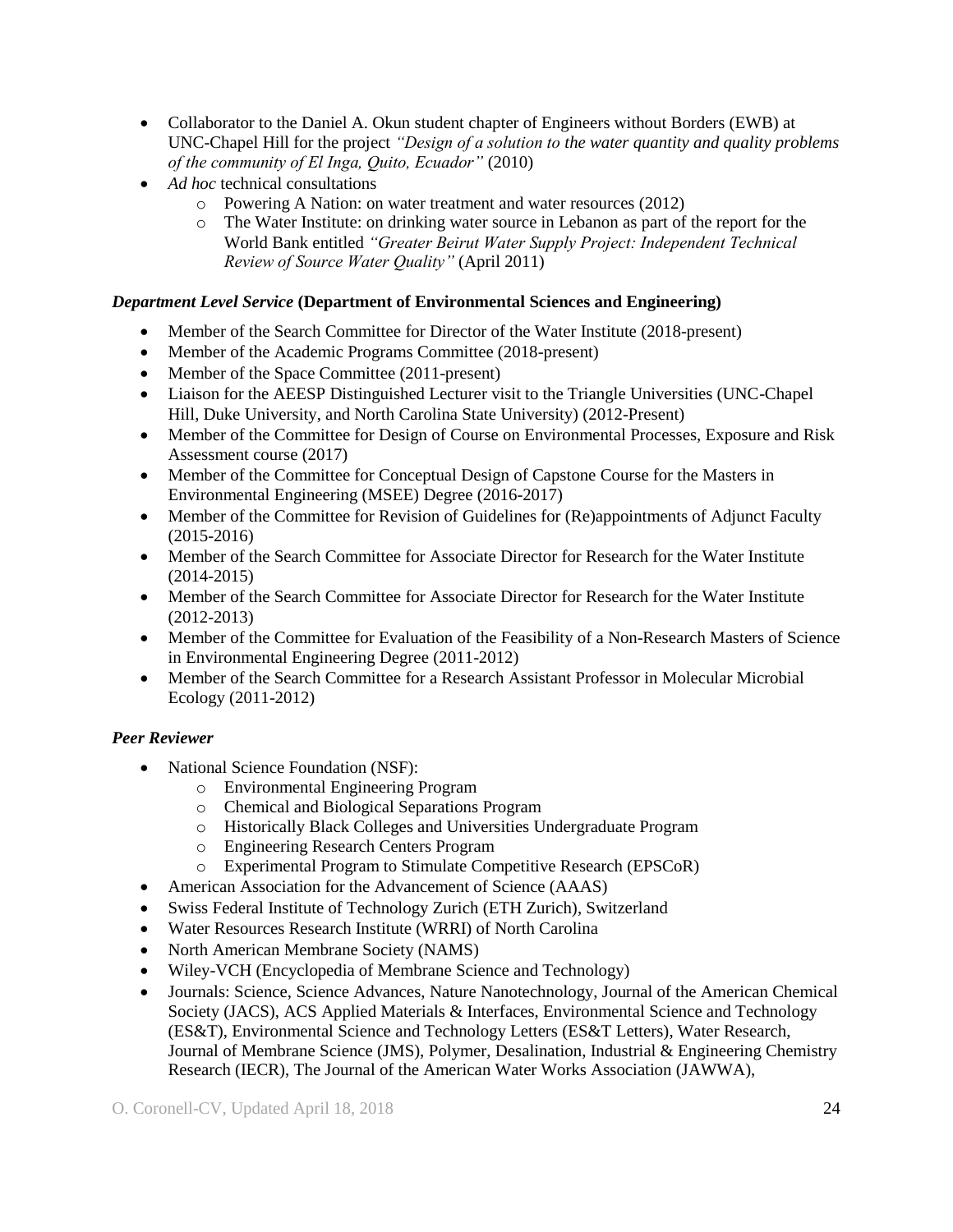- Collaborator to the Daniel A. Okun student chapter of Engineers without Borders (EWB) at UNC-Chapel Hill for the project *"Design of a solution to the water quantity and quality problems of the community of El Inga, Quito, Ecuador"* (2010)
- *Ad hoc* technical consultations
    - Powering A Nation: on water treatment and water resources (2012)
    - The Water Institute: on drinking water source in Lebanon as part of the report for the World Bank entitled *"Greater Beirut Water Supply Project: Independent Technical Review of Source Water Quality"* (April 2011)

***Department Level Service*** **(Department of Environmental Sciences and Engineering)**

- Member of the Search Committee for Director of the Water Institute (2018-present)
- Member of the Academic Programs Committee (2018-present)
- Member of the Space Committee (2011-present)
- Liaison for the AEESP Distinguished Lecturer visit to the Triangle Universities (UNC-Chapel Hill, Duke University, and North Carolina State University) (2012-Present)
- Member of the Committee for Design of Course on Environmental Processes, Exposure and Risk Assessment course (2017)
- Member of the Committee for Conceptual Design of Capstone Course for the Masters in Environmental Engineering (MSEE) Degree (2016-2017)
- Member of the Committee for Revision of Guidelines for (Re)appointments of Adjunct Faculty (2015-2016)
- Member of the Search Committee for Associate Director for Research for the Water Institute (2014-2015)
- Member of the Search Committee for Associate Director for Research for the Water Institute (2012-2013)
- Member of the Committee for Evaluation of the Feasibility of a Non-Research Masters of Science in Environmental Engineering Degree (2011-2012)
- Member of the Search Committee for a Research Assistant Professor in Molecular Microbial Ecology (2011-2012)

***Peer Reviewer***

- National Science Foundation (NSF):
    - Environmental Engineering Program
    - Chemical and Biological Separations Program
    - Historically Black Colleges and Universities Undergraduate Program
    - Engineering Research Centers Program
    - Experimental Program to Stimulate Competitive Research (EPSCoR)
- American Association for the Advancement of Science (AAAS)
- Swiss Federal Institute of Technology Zurich (ETH Zurich), Switzerland
- Water Resources Research Institute (WRRI) of North Carolina
- North American Membrane Society (NAMS)
- Wiley-VCH (Encyclopedia of Membrane Science and Technology)
- Journals: Science, Science Advances, Nature Nanotechnology, Journal of the American Chemical Society (JACS), ACS Applied Materials & Interfaces, Environmental Science and Technology (ES&T), Environmental Science and Technology Letters (ES&T Letters), Water Research, Journal of Membrane Science (JMS), Polymer, Desalination, Industrial & Engineering Chemistry Research (IECR), The Journal of the American Water Works Association (JAWWA),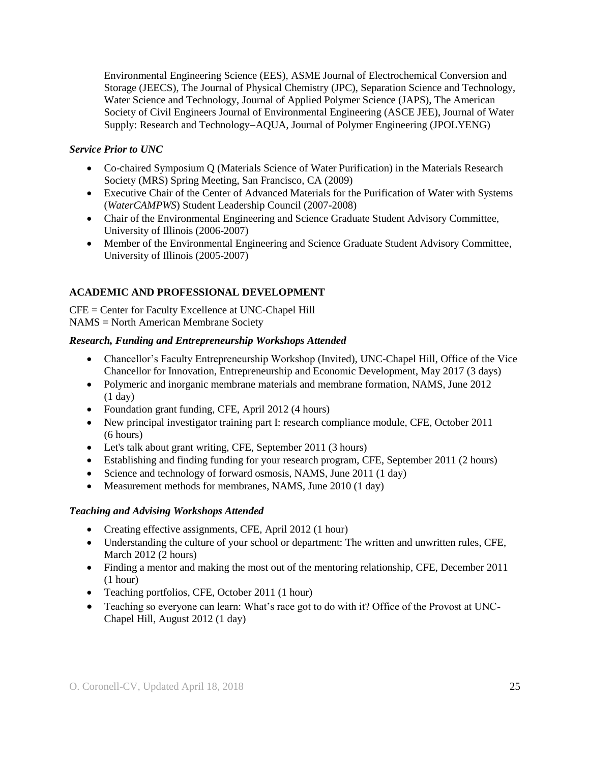Environmental Engineering Science (EES), ASME Journal of Electrochemical Conversion and Storage (JEECS), The Journal of Physical Chemistry (JPC), Separation Science and Technology, Water Science and Technology, Journal of Applied Polymer Science (JAPS), The American Society of Civil Engineers Journal of Environmental Engineering (ASCE JEE), Journal of Water Supply: Research and Technology−AQUA, Journal of Polymer Engineering (JPOLYENG)

***Service Prior to UNC***

- Co-chaired Symposium Q (Materials Science of Water Purification) in the Materials Research Society (MRS) Spring Meeting, San Francisco, CA (2009)
- Executive Chair of the Center of Advanced Materials for the Purification of Water with Systems (*WaterCAMPWS*) Student Leadership Council (2007-2008)
- Chair of the Environmental Engineering and Science Graduate Student Advisory Committee, University of Illinois (2006-2007)
- Member of the Environmental Engineering and Science Graduate Student Advisory Committee, University of Illinois (2005-2007)

## ACADEMIC AND PROFESSIONAL DEVELOPMENT

CFE = Center for Faculty Excellence at UNC-Chapel Hill
NAMS = North American Membrane Society

***Research, Funding and Entrepreneurship Workshops Attended***

- Chancellor's Faculty Entrepreneurship Workshop (Invited), UNC-Chapel Hill, Office of the Vice Chancellor for Innovation, Entrepreneurship and Economic Development, May 2017 (3 days)
- Polymeric and inorganic membrane materials and membrane formation, NAMS, June 2012 (1 day)
- Foundation grant funding, CFE, April 2012 (4 hours)
- New principal investigator training part I: research compliance module, CFE, October 2011 (6 hours)
- Let's talk about grant writing, CFE, September 2011 (3 hours)
- Establishing and finding funding for your research program, CFE, September 2011 (2 hours)
- Science and technology of forward osmosis, NAMS, June 2011 (1 day)
- Measurement methods for membranes, NAMS, June 2010 (1 day)

***Teaching and Advising Workshops Attended***

- Creating effective assignments, CFE, April 2012 (1 hour)
- Understanding the culture of your school or department: The written and unwritten rules, CFE, March 2012 (2 hours)
- Finding a mentor and making the most out of the mentoring relationship, CFE, December 2011 (1 hour)
- Teaching portfolios, CFE, October 2011 (1 hour)
- Teaching so everyone can learn: What's race got to do with it? Office of the Provost at UNC-Chapel Hill, August 2012 (1 day)